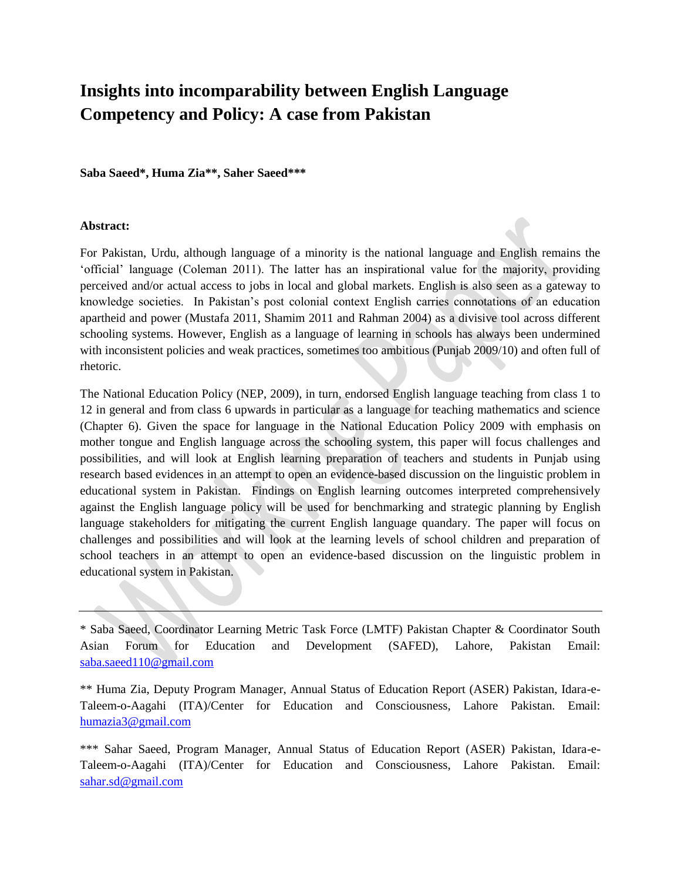# Insights into incomparability between English Language Competency and Policy: A case from Pakistan

**Saba Saeed\*, Huma Zia\*\*, Saher Saeed\*\*\***

**Abstract:**

For Pakistan, Urdu, although language of a minority is the national language and English remains the 'official' language (Coleman 2011). The latter has an inspirational value for the majority, providing perceived and/or actual access to jobs in local and global markets. English is also seen as a gateway to knowledge societies. In Pakistan's post colonial context English carries connotations of an education apartheid and power (Mustafa 2011, Shamim 2011 and Rahman 2004) as a divisive tool across different schooling systems. However, English as a language of learning in schools has always been undermined with inconsistent policies and weak practices, sometimes too ambitious (Punjab 2009/10) and often full of rhetoric.

The National Education Policy (NEP, 2009), in turn, endorsed English language teaching from class 1 to 12 in general and from class 6 upwards in particular as a language for teaching mathematics and science (Chapter 6). Given the space for language in the National Education Policy 2009 with emphasis on mother tongue and English language across the schooling system, this paper will focus challenges and possibilities, and will look at English learning preparation of teachers and students in Punjab using research based evidences in an attempt to open an evidence-based discussion on the linguistic problem in educational system in Pakistan. Findings on English learning outcomes interpreted comprehensively against the English language policy will be used for benchmarking and strategic planning by English language stakeholders for mitigating the current English language quandary. The paper will focus on challenges and possibilities and will look at the learning levels of school children and preparation of school teachers in an attempt to open an evidence-based discussion on the linguistic problem in educational system in Pakistan.

---

\* Saba Saeed, Coordinator Learning Metric Task Force (LMTF) Pakistan Chapter & Coordinator South Asian Forum for Education and Development (SAFED), Lahore, Pakistan Email: saba.saeed110@gmail.com

\*\* Huma Zia, Deputy Program Manager, Annual Status of Education Report (ASER) Pakistan, Idara-e-Taleem-o-Aagahi (ITA)/Center for Education and Consciousness, Lahore Pakistan. Email: humazia3@gmail.com

\*\*\* Sahar Saeed, Program Manager, Annual Status of Education Report (ASER) Pakistan, Idara-e-Taleem-o-Aagahi (ITA)/Center for Education and Consciousness, Lahore Pakistan. Email: sahar.sd@gmail.com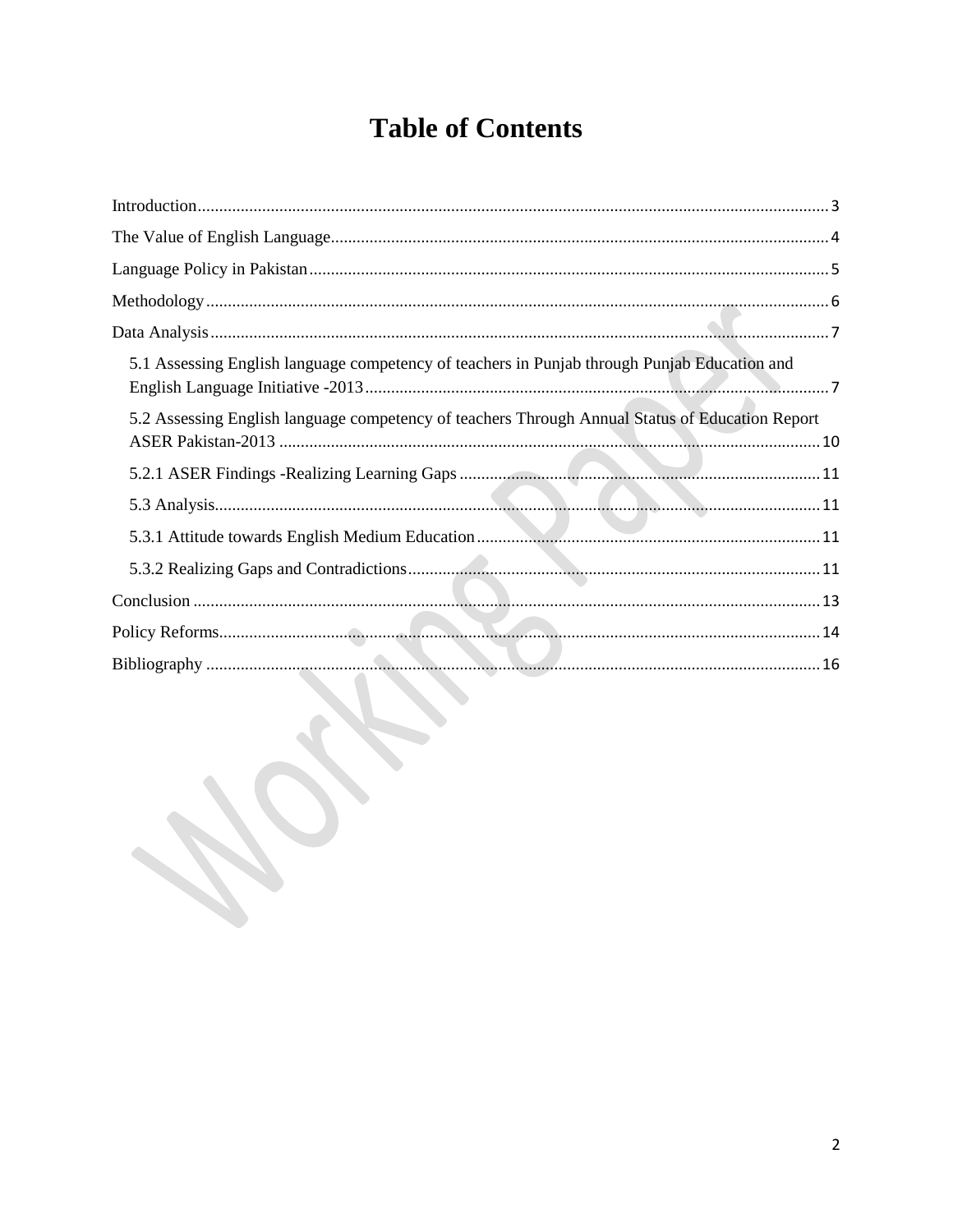# Table of Contents

Introduction .......... 3

The Value of English Language .......... 4

Language Policy in Pakistan .......... 5

Methodology .......... 6

Data Analysis .......... 7

- 5.1 Assessing English language competency of teachers in Punjab through Punjab Education and English Language Initiative -2013 .......... 7
- 5.2 Assessing English language competency of teachers Through Annual Status of Education Report ASER Pakistan-2013 .......... 10
- 5.2.1 ASER Findings -Realizing Learning Gaps .......... 11
- 5.3 Analysis .......... 11
- 5.3.1 Attitude towards English Medium Education .......... 11
- 5.3.2 Realizing Gaps and Contradictions .......... 11

Conclusion .......... 13

Policy Reforms .......... 14

Bibliography .......... 16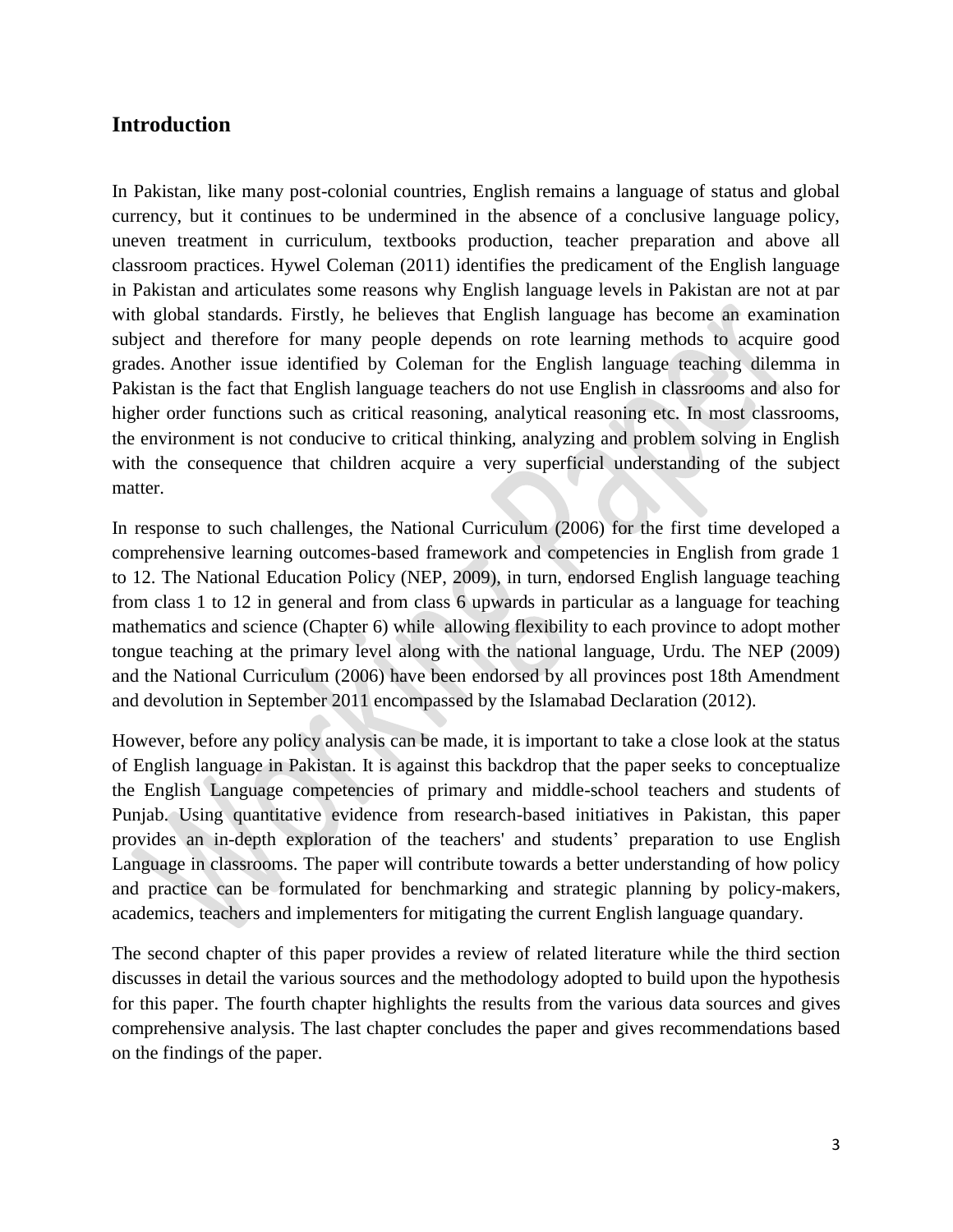## Introduction

In Pakistan, like many post-colonial countries, English remains a language of status and global currency, but it continues to be undermined in the absence of a conclusive language policy, uneven treatment in curriculum, textbooks production, teacher preparation and above all classroom practices. Hywel Coleman (2011) identifies the predicament of the English language in Pakistan and articulates some reasons why English language levels in Pakistan are not at par with global standards. Firstly, he believes that English language has become an examination subject and therefore for many people depends on rote learning methods to acquire good grades. Another issue identified by Coleman for the English language teaching dilemma in Pakistan is the fact that English language teachers do not use English in classrooms and also for higher order functions such as critical reasoning, analytical reasoning etc. In most classrooms, the environment is not conducive to critical thinking, analyzing and problem solving in English with the consequence that children acquire a very superficial understanding of the subject matter.

In response to such challenges, the National Curriculum (2006) for the first time developed a comprehensive learning outcomes-based framework and competencies in English from grade 1 to 12. The National Education Policy (NEP, 2009), in turn, endorsed English language teaching from class 1 to 12 in general and from class 6 upwards in particular as a language for teaching mathematics and science (Chapter 6) while allowing flexibility to each province to adopt mother tongue teaching at the primary level along with the national language, Urdu. The NEP (2009) and the National Curriculum (2006) have been endorsed by all provinces post 18th Amendment and devolution in September 2011 encompassed by the Islamabad Declaration (2012).

However, before any policy analysis can be made, it is important to take a close look at the status of English language in Pakistan. It is against this backdrop that the paper seeks to conceptualize the English Language competencies of primary and middle-school teachers and students of Punjab. Using quantitative evidence from research-based initiatives in Pakistan, this paper provides an in-depth exploration of the teachers' and students' preparation to use English Language in classrooms. The paper will contribute towards a better understanding of how policy and practice can be formulated for benchmarking and strategic planning by policy-makers, academics, teachers and implementers for mitigating the current English language quandary.

The second chapter of this paper provides a review of related literature while the third section discusses in detail the various sources and the methodology adopted to build upon the hypothesis for this paper. The fourth chapter highlights the results from the various data sources and gives comprehensive analysis. The last chapter concludes the paper and gives recommendations based on the findings of the paper.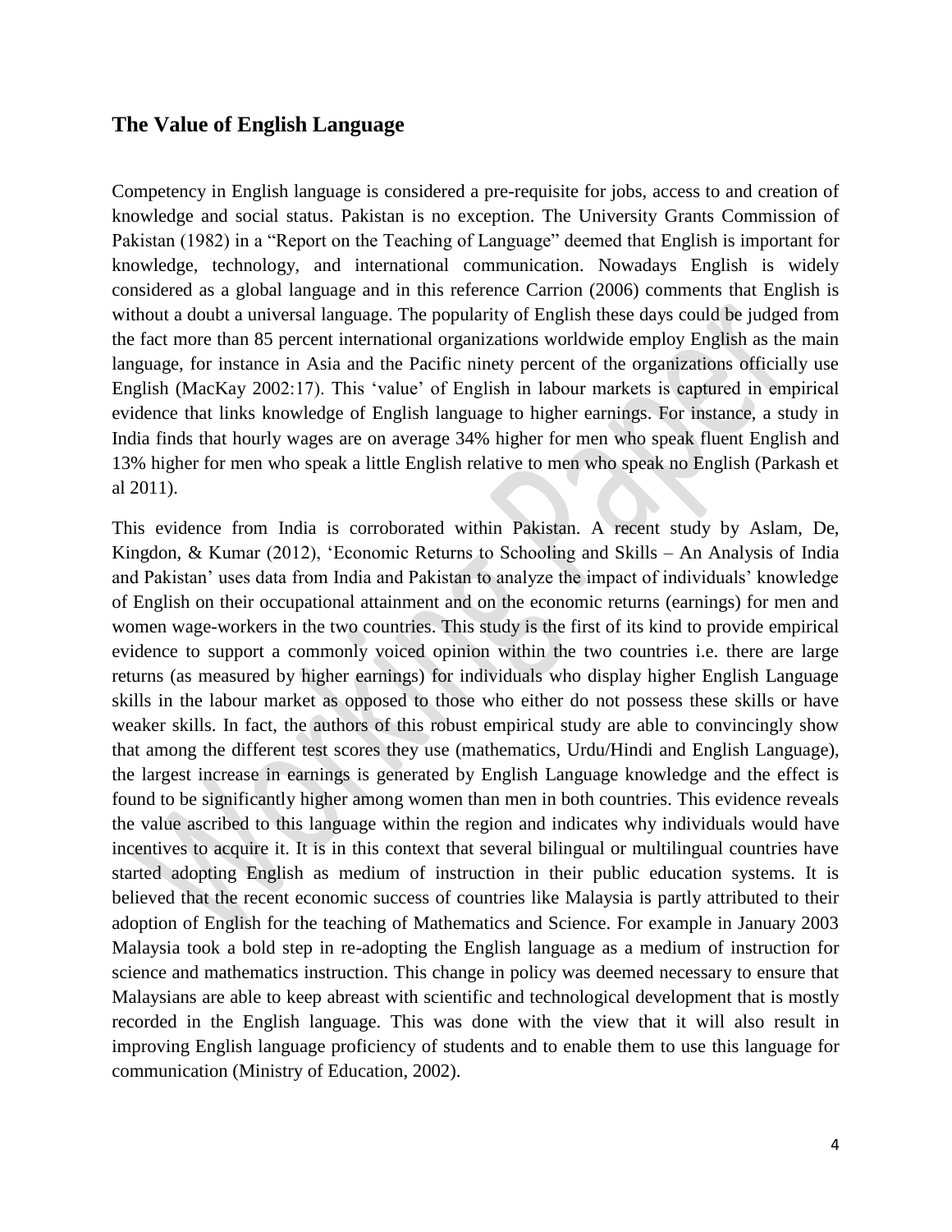## The Value of English Language

Competency in English language is considered a pre-requisite for jobs, access to and creation of knowledge and social status. Pakistan is no exception. The University Grants Commission of Pakistan (1982) in a "Report on the Teaching of Language" deemed that English is important for knowledge, technology, and international communication. Nowadays English is widely considered as a global language and in this reference Carrion (2006) comments that English is without a doubt a universal language. The popularity of English these days could be judged from the fact more than 85 percent international organizations worldwide employ English as the main language, for instance in Asia and the Pacific ninety percent of the organizations officially use English (MacKay 2002:17). This 'value' of English in labour markets is captured in empirical evidence that links knowledge of English language to higher earnings. For instance, a study in India finds that hourly wages are on average 34% higher for men who speak fluent English and 13% higher for men who speak a little English relative to men who speak no English (Parkash et al 2011).

This evidence from India is corroborated within Pakistan. A recent study by Aslam, De, Kingdon, & Kumar (2012), 'Economic Returns to Schooling and Skills – An Analysis of India and Pakistan' uses data from India and Pakistan to analyze the impact of individuals' knowledge of English on their occupational attainment and on the economic returns (earnings) for men and women wage-workers in the two countries. This study is the first of its kind to provide empirical evidence to support a commonly voiced opinion within the two countries i.e. there are large returns (as measured by higher earnings) for individuals who display higher English Language skills in the labour market as opposed to those who either do not possess these skills or have weaker skills. In fact, the authors of this robust empirical study are able to convincingly show that among the different test scores they use (mathematics, Urdu/Hindi and English Language), the largest increase in earnings is generated by English Language knowledge and the effect is found to be significantly higher among women than men in both countries. This evidence reveals the value ascribed to this language within the region and indicates why individuals would have incentives to acquire it. It is in this context that several bilingual or multilingual countries have started adopting English as medium of instruction in their public education systems. It is believed that the recent economic success of countries like Malaysia is partly attributed to their adoption of English for the teaching of Mathematics and Science. For example in January 2003 Malaysia took a bold step in re-adopting the English language as a medium of instruction for science and mathematics instruction. This change in policy was deemed necessary to ensure that Malaysians are able to keep abreast with scientific and technological development that is mostly recorded in the English language. This was done with the view that it will also result in improving English language proficiency of students and to enable them to use this language for communication (Ministry of Education, 2002).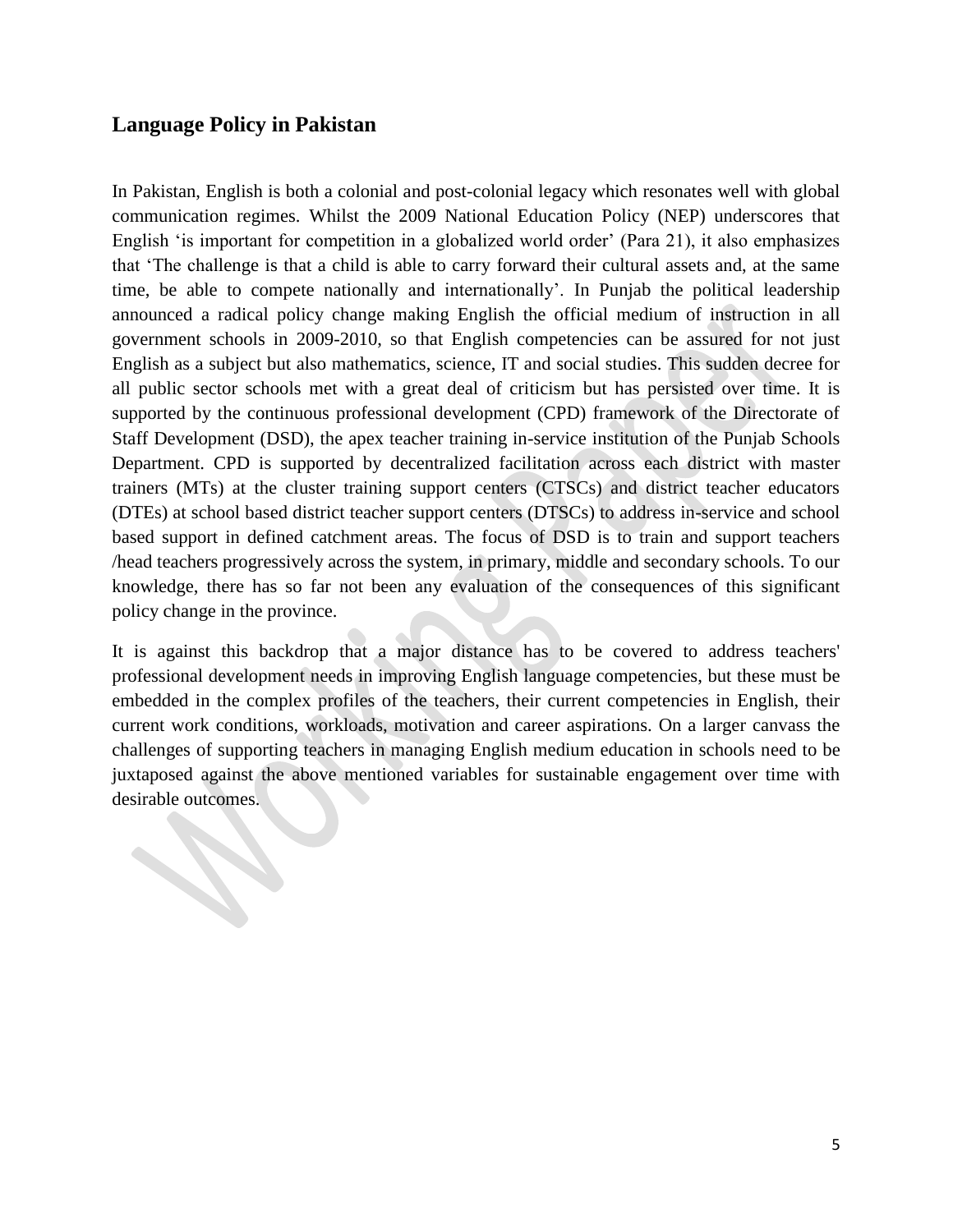## Language Policy in Pakistan

In Pakistan, English is both a colonial and post-colonial legacy which resonates well with global communication regimes. Whilst the 2009 National Education Policy (NEP) underscores that English 'is important for competition in a globalized world order' (Para 21), it also emphasizes that 'The challenge is that a child is able to carry forward their cultural assets and, at the same time, be able to compete nationally and internationally'. In Punjab the political leadership announced a radical policy change making English the official medium of instruction in all government schools in 2009-2010, so that English competencies can be assured for not just English as a subject but also mathematics, science, IT and social studies. This sudden decree for all public sector schools met with a great deal of criticism but has persisted over time. It is supported by the continuous professional development (CPD) framework of the Directorate of Staff Development (DSD), the apex teacher training in-service institution of the Punjab Schools Department. CPD is supported by decentralized facilitation across each district with master trainers (MTs) at the cluster training support centers (CTSCs) and district teacher educators (DTEs) at school based district teacher support centers (DTSCs) to address in-service and school based support in defined catchment areas. The focus of DSD is to train and support teachers /head teachers progressively across the system, in primary, middle and secondary schools. To our knowledge, there has so far not been any evaluation of the consequences of this significant policy change in the province.

It is against this backdrop that a major distance has to be covered to address teachers' professional development needs in improving English language competencies, but these must be embedded in the complex profiles of the teachers, their current competencies in English, their current work conditions, workloads, motivation and career aspirations. On a larger canvass the challenges of supporting teachers in managing English medium education in schools need to be juxtaposed against the above mentioned variables for sustainable engagement over time with desirable outcomes.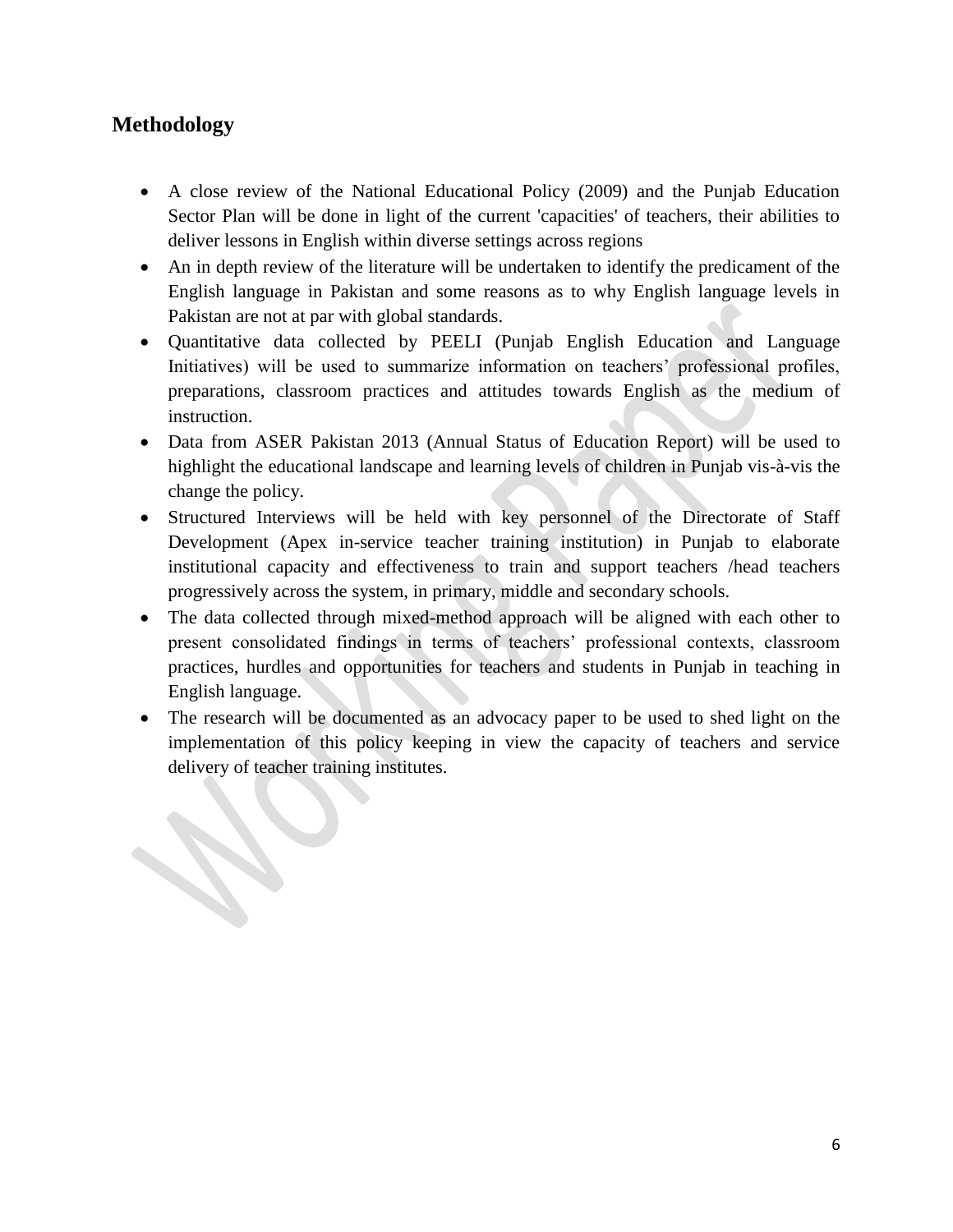## Methodology

- A close review of the National Educational Policy (2009) and the Punjab Education Sector Plan will be done in light of the current 'capacities' of teachers, their abilities to deliver lessons in English within diverse settings across regions
- An in depth review of the literature will be undertaken to identify the predicament of the English language in Pakistan and some reasons as to why English language levels in Pakistan are not at par with global standards.
- Quantitative data collected by PEELI (Punjab English Education and Language Initiatives) will be used to summarize information on teachers' professional profiles, preparations, classroom practices and attitudes towards English as the medium of instruction.
- Data from ASER Pakistan 2013 (Annual Status of Education Report) will be used to highlight the educational landscape and learning levels of children in Punjab vis-à-vis the change the policy.
- Structured Interviews will be held with key personnel of the Directorate of Staff Development (Apex in-service teacher training institution) in Punjab to elaborate institutional capacity and effectiveness to train and support teachers /head teachers progressively across the system, in primary, middle and secondary schools.
- The data collected through mixed-method approach will be aligned with each other to present consolidated findings in terms of teachers' professional contexts, classroom practices, hurdles and opportunities for teachers and students in Punjab in teaching in English language.
- The research will be documented as an advocacy paper to be used to shed light on the implementation of this policy keeping in view the capacity of teachers and service delivery of teacher training institutes.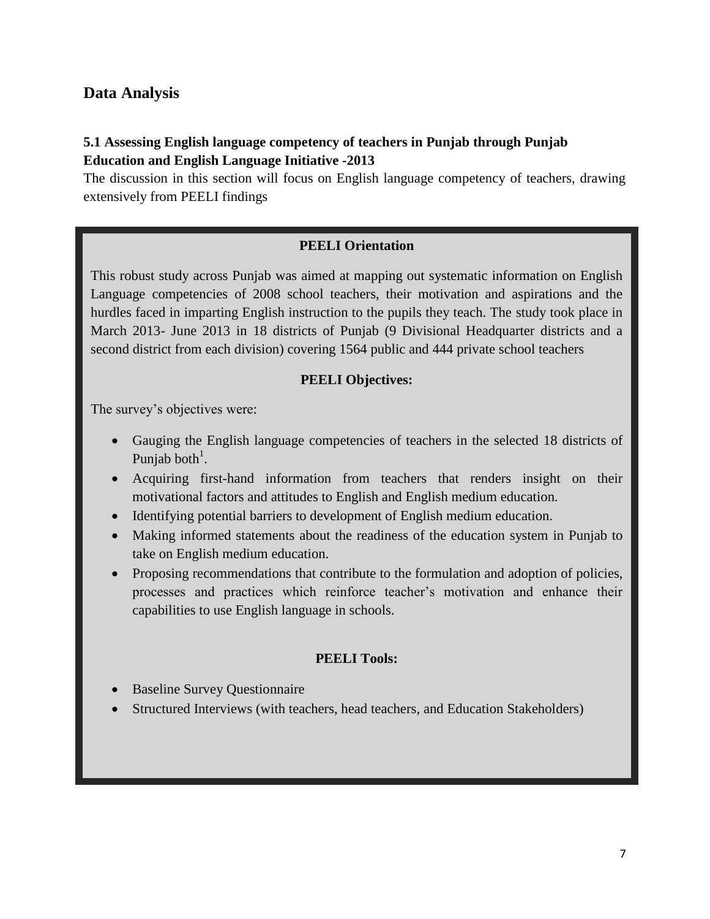## Data Analysis

### 5.1 Assessing English language competency of teachers in Punjab through Punjab Education and English Language Initiative -2013

The discussion in this section will focus on English language competency of teachers, drawing extensively from PEELI findings

**PEELI Orientation**

This robust study across Punjab was aimed at mapping out systematic information on English Language competencies of 2008 school teachers, their motivation and aspirations and the hurdles faced in imparting English instruction to the pupils they teach. The study took place in March 2013- June 2013 in 18 districts of Punjab (9 Divisional Headquarter districts and a second district from each division) covering 1564 public and 444 private school teachers

**PEELI Objectives:**

The survey's objectives were:

- Gauging the English language competencies of teachers in the selected 18 districts of Punjab both[1].
- Acquiring first-hand information from teachers that renders insight on their motivational factors and attitudes to English and English medium education.
- Identifying potential barriers to development of English medium education.
- Making informed statements about the readiness of the education system in Punjab to take on English medium education.
- Proposing recommendations that contribute to the formulation and adoption of policies, processes and practices which reinforce teacher's motivation and enhance their capabilities to use English language in schools.

**PEELI Tools:**

- Baseline Survey Questionnaire
- Structured Interviews (with teachers, head teachers, and Education Stakeholders)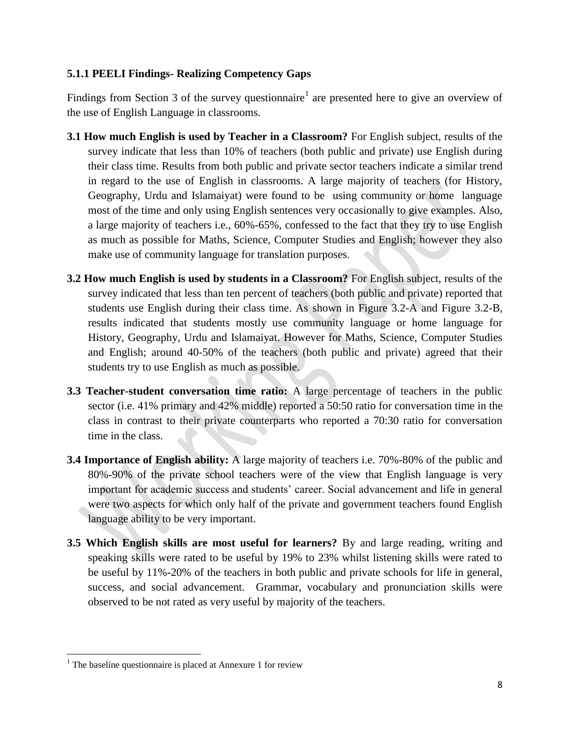### 5.1.1 PEELI Findings- Realizing Competency Gaps

Findings from Section 3 of the survey questionnaire[1] are presented here to give an overview of the use of English Language in classrooms.

**3.1 How much English is used by Teacher in a Classroom?** For English subject, results of the survey indicate that less than 10% of teachers (both public and private) use English during their class time. Results from both public and private sector teachers indicate a similar trend in regard to the use of English in classrooms. A large majority of teachers (for History, Geography, Urdu and Islamaiyat) were found to be using community or home language most of the time and only using English sentences very occasionally to give examples. Also, a large majority of teachers i.e., 60%-65%, confessed to the fact that they try to use English as much as possible for Maths, Science, Computer Studies and English; however they also make use of community language for translation purposes.

**3.2 How much English is used by students in a Classroom?** For English subject, results of the survey indicated that less than ten percent of teachers (both public and private) reported that students use English during their class time. As shown in Figure 3.2-A and Figure 3.2-B, results indicated that students mostly use community language or home language for History, Geography, Urdu and Islamaiyat. However for Maths, Science, Computer Studies and English; around 40-50% of the teachers (both public and private) agreed that their students try to use English as much as possible.

**3.3 Teacher-student conversation time ratio:** A large percentage of teachers in the public sector (i.e. 41% primary and 42% middle) reported a 50:50 ratio for conversation time in the class in contrast to their private counterparts who reported a 70:30 ratio for conversation time in the class.

**3.4 Importance of English ability:** A large majority of teachers i.e. 70%-80% of the public and 80%-90% of the private school teachers were of the view that English language is very important for academic success and students' career. Social advancement and life in general were two aspects for which only half of the private and government teachers found English language ability to be very important.

**3.5 Which English skills are most useful for learners?** By and large reading, writing and speaking skills were rated to be useful by 19% to 23% whilst listening skills were rated to be useful by 11%-20% of the teachers in both public and private schools for life in general, success, and social advancement. Grammar, vocabulary and pronunciation skills were observed to be not rated as very useful by majority of the teachers.

[1] The baseline questionnaire is placed at Annexure 1 for review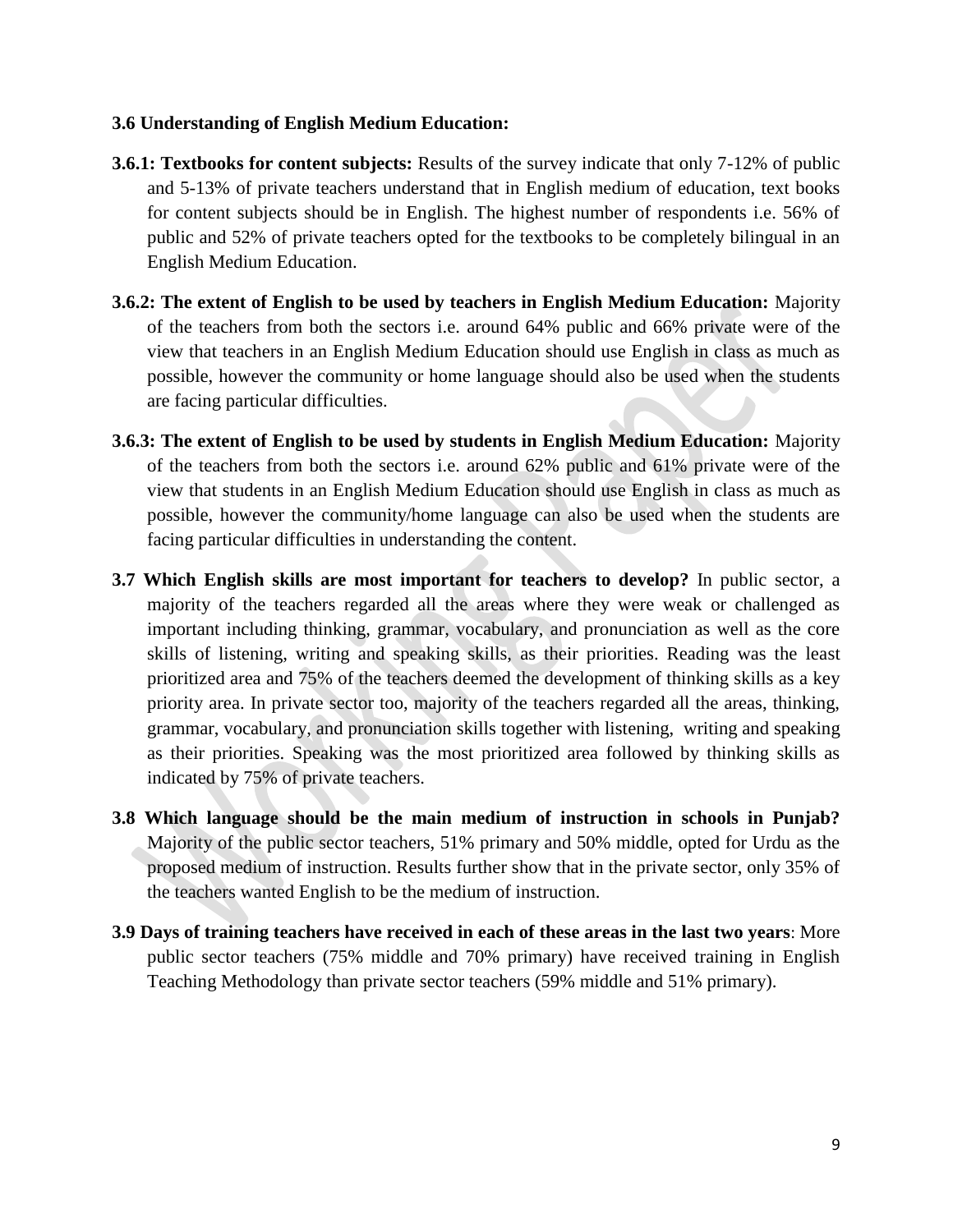**3.6 Understanding of English Medium Education:**

**3.6.1: Textbooks for content subjects:** Results of the survey indicate that only 7-12% of public and 5-13% of private teachers understand that in English medium of education, text books for content subjects should be in English. The highest number of respondents i.e. 56% of public and 52% of private teachers opted for the textbooks to be completely bilingual in an English Medium Education.

**3.6.2: The extent of English to be used by teachers in English Medium Education:** Majority of the teachers from both the sectors i.e. around 64% public and 66% private were of the view that teachers in an English Medium Education should use English in class as much as possible, however the community or home language should also be used when the students are facing particular difficulties.

**3.6.3: The extent of English to be used by students in English Medium Education:** Majority of the teachers from both the sectors i.e. around 62% public and 61% private were of the view that students in an English Medium Education should use English in class as much as possible, however the community/home language can also be used when the students are facing particular difficulties in understanding the content.

**3.7 Which English skills are most important for teachers to develop?** In public sector, a majority of the teachers regarded all the areas where they were weak or challenged as important including thinking, grammar, vocabulary, and pronunciation as well as the core skills of listening, writing and speaking skills, as their priorities. Reading was the least prioritized area and 75% of the teachers deemed the development of thinking skills as a key priority area. In private sector too, majority of the teachers regarded all the areas, thinking, grammar, vocabulary, and pronunciation skills together with listening, writing and speaking as their priorities. Speaking was the most prioritized area followed by thinking skills as indicated by 75% of private teachers.

**3.8 Which language should be the main medium of instruction in schools in Punjab?** Majority of the public sector teachers, 51% primary and 50% middle, opted for Urdu as the proposed medium of instruction. Results further show that in the private sector, only 35% of the teachers wanted English to be the medium of instruction.

**3.9 Days of training teachers have received in each of these areas in the last two years**: More public sector teachers (75% middle and 70% primary) have received training in English Teaching Methodology than private sector teachers (59% middle and 51% primary).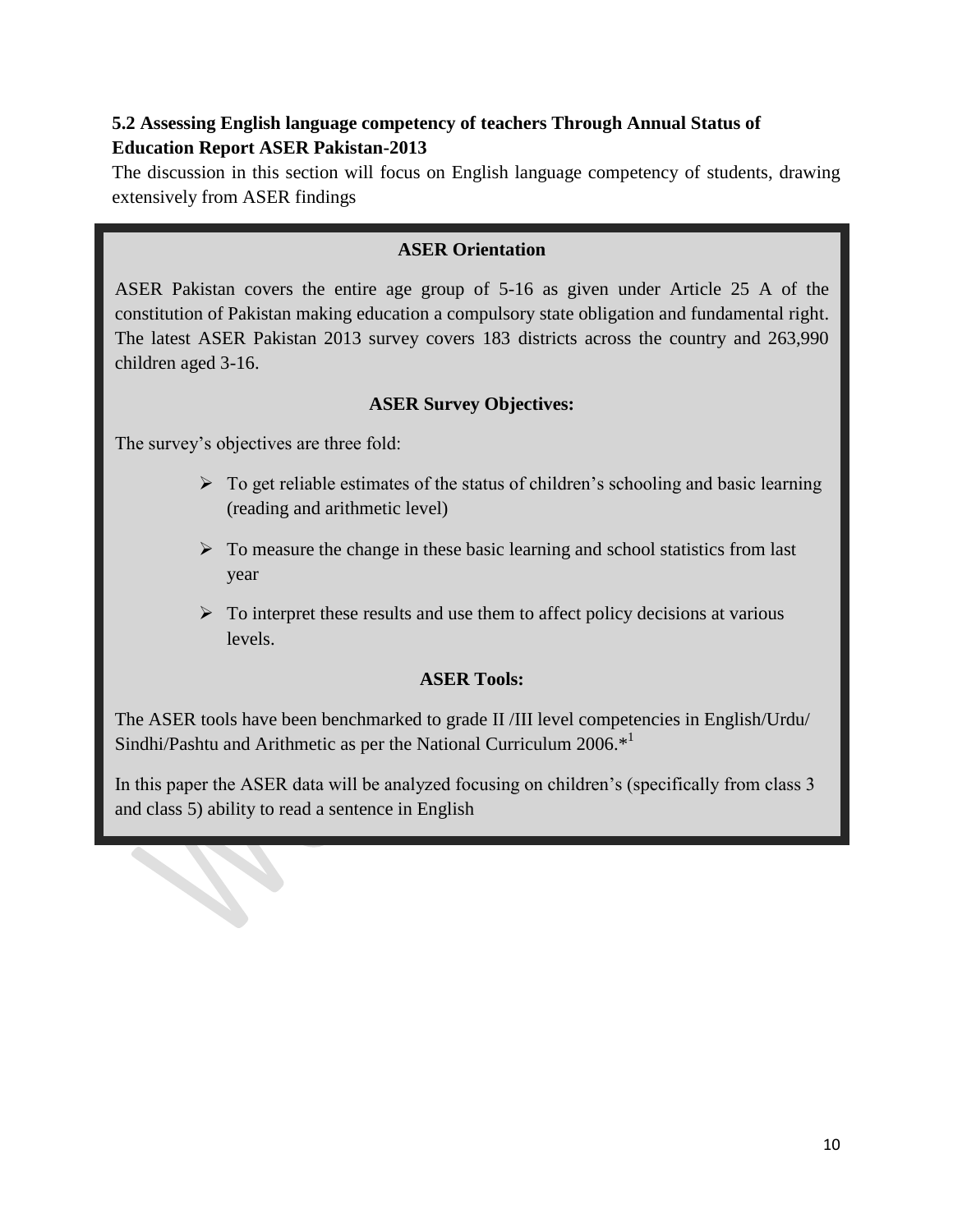### 5.2 Assessing English language competency of teachers Through Annual Status of Education Report ASER Pakistan-2013

The discussion in this section will focus on English language competency of students, drawing extensively from ASER findings

**ASER Orientation**

ASER Pakistan covers the entire age group of 5-16 as given under Article 25 A of the constitution of Pakistan making education a compulsory state obligation and fundamental right. The latest ASER Pakistan 2013 survey covers 183 districts across the country and 263,990 children aged 3-16.

**ASER Survey Objectives:**

The survey's objectives are three fold:

- To get reliable estimates of the status of children's schooling and basic learning (reading and arithmetic level)
- To measure the change in these basic learning and school statistics from last year
- To interpret these results and use them to affect policy decisions at various levels.

**ASER Tools:**

The ASER tools have been benchmarked to grade II /III level competencies in English/Urdu/ Sindhi/Pashtu and Arithmetic as per the National Curriculum 2006.*[1]

In this paper the ASER data will be analyzed focusing on children's (specifically from class 3 and class 5) ability to read a sentence in English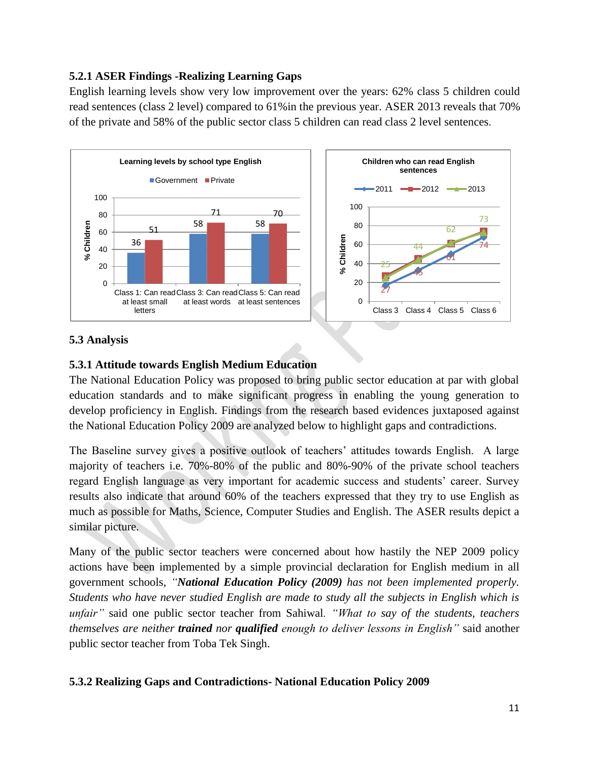### 5.2.1 ASER Findings -Realizing Learning Gaps

English learning levels show very low improvement over the years: 62% class 5 children could read sentences (class 2 level) compared to 61%in the previous year. ASER 2013 reveals that 70% of the private and 58% of the public sector class 5 children can read class 2 level sentences.

**Learning levels by school type English** (% Children)

| | Government | Private |
|---|---|---|
| Class 1: Can read at least small letters | 36 | 51 |
| Class 3: Can read at least words | 58 | 71 |
| Class 5: Can read at least sentences | 58 | 70 |

**Children who can read English sentences** (% Children)

| | 2012 | 2013 |
|---|---|---|
| Class 3 | 27 | 25 |
| Class 4 | 45 | 44 |
| Class 5 | 61 | 62 |
| Class 6 | 74 | 73 |

## 5.3 Analysis

### 5.3.1 Attitude towards English Medium Education

The National Education Policy was proposed to bring public sector education at par with global education standards and to make significant progress in enabling the young generation to develop proficiency in English. Findings from the research based evidences juxtaposed against the National Education Policy 2009 are analyzed below to highlight gaps and contradictions.

The Baseline survey gives a positive outlook of teachers' attitudes towards English. A large majority of teachers i.e. 70%-80% of the public and 80%-90% of the private school teachers regard English language as very important for academic success and students' career. Survey results also indicate that around 60% of the teachers expressed that they try to use English as much as possible for Maths, Science, Computer Studies and English. The ASER results depict a similar picture.

Many of the public sector teachers were concerned about how hastily the NEP 2009 policy actions have been implemented by a simple provincial declaration for English medium in all government schools, *"**National Education Policy (2009)** has not been implemented properly. Students who have never studied English are made to study all the subjects in English which is unfair"* said one public sector teacher from Sahiwal. *"What to say of the students, teachers themselves are neither **trained** nor **qualified** enough to deliver lessons in English"* said another public sector teacher from Toba Tek Singh.

### 5.3.2 Realizing Gaps and Contradictions- National Education Policy 2009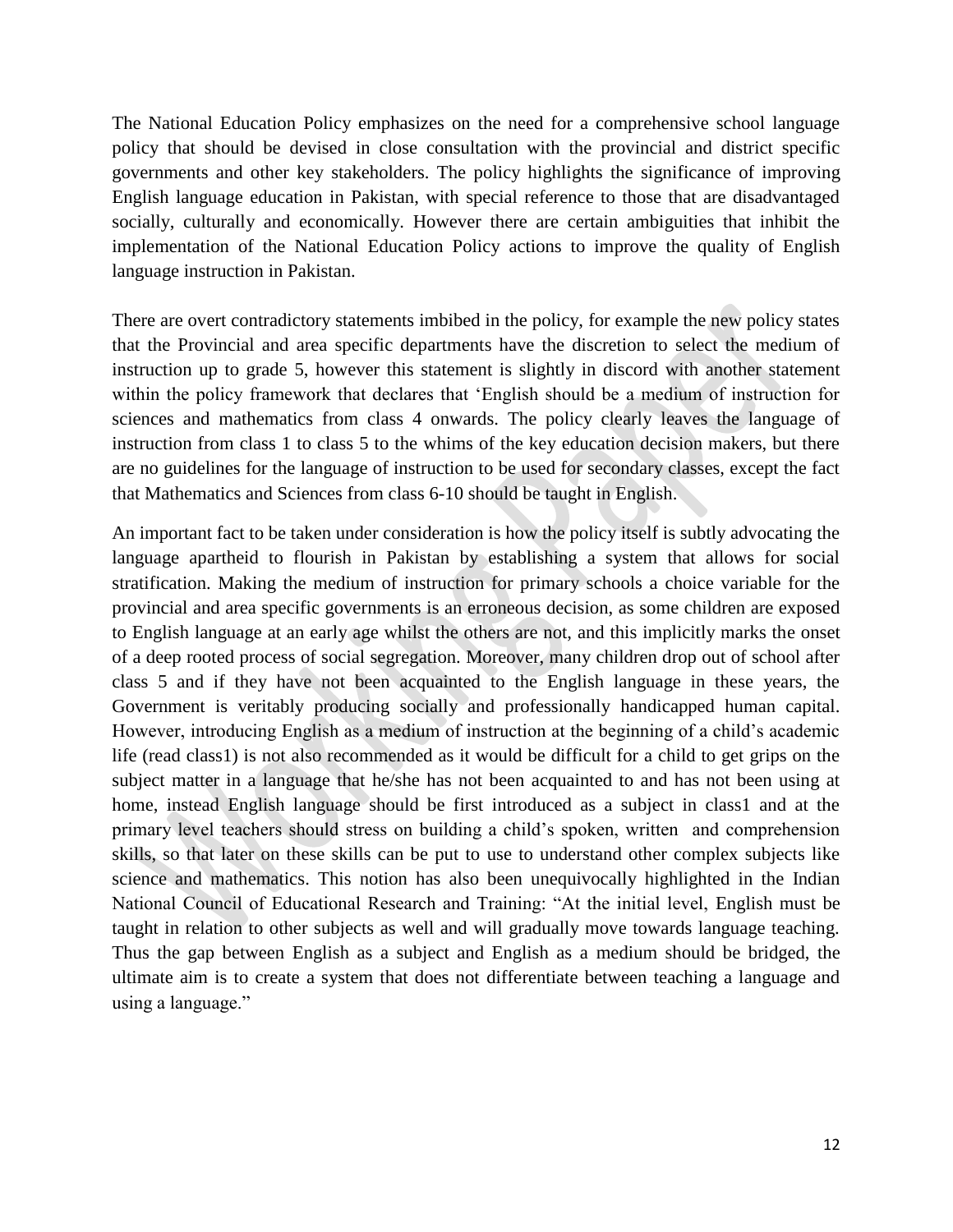The National Education Policy emphasizes on the need for a comprehensive school language policy that should be devised in close consultation with the provincial and district specific governments and other key stakeholders. The policy highlights the significance of improving English language education in Pakistan, with special reference to those that are disadvantaged socially, culturally and economically. However there are certain ambiguities that inhibit the implementation of the National Education Policy actions to improve the quality of English language instruction in Pakistan.

There are overt contradictory statements imbibed in the policy, for example the new policy states that the Provincial and area specific departments have the discretion to select the medium of instruction up to grade 5, however this statement is slightly in discord with another statement within the policy framework that declares that 'English should be a medium of instruction for sciences and mathematics from class 4 onwards. The policy clearly leaves the language of instruction from class 1 to class 5 to the whims of the key education decision makers, but there are no guidelines for the language of instruction to be used for secondary classes, except the fact that Mathematics and Sciences from class 6-10 should be taught in English.

An important fact to be taken under consideration is how the policy itself is subtly advocating the language apartheid to flourish in Pakistan by establishing a system that allows for social stratification. Making the medium of instruction for primary schools a choice variable for the provincial and area specific governments is an erroneous decision, as some children are exposed to English language at an early age whilst the others are not, and this implicitly marks the onset of a deep rooted process of social segregation. Moreover, many children drop out of school after class 5 and if they have not been acquainted to the English language in these years, the Government is veritably producing socially and professionally handicapped human capital. However, introducing English as a medium of instruction at the beginning of a child's academic life (read class1) is not also recommended as it would be difficult for a child to get grips on the subject matter in a language that he/she has not been acquainted to and has not been using at home, instead English language should be first introduced as a subject in class1 and at the primary level teachers should stress on building a child's spoken, written and comprehension skills, so that later on these skills can be put to use to understand other complex subjects like science and mathematics. This notion has also been unequivocally highlighted in the Indian National Council of Educational Research and Training: "At the initial level, English must be taught in relation to other subjects as well and will gradually move towards language teaching. Thus the gap between English as a subject and English as a medium should be bridged, the ultimate aim is to create a system that does not differentiate between teaching a language and using a language."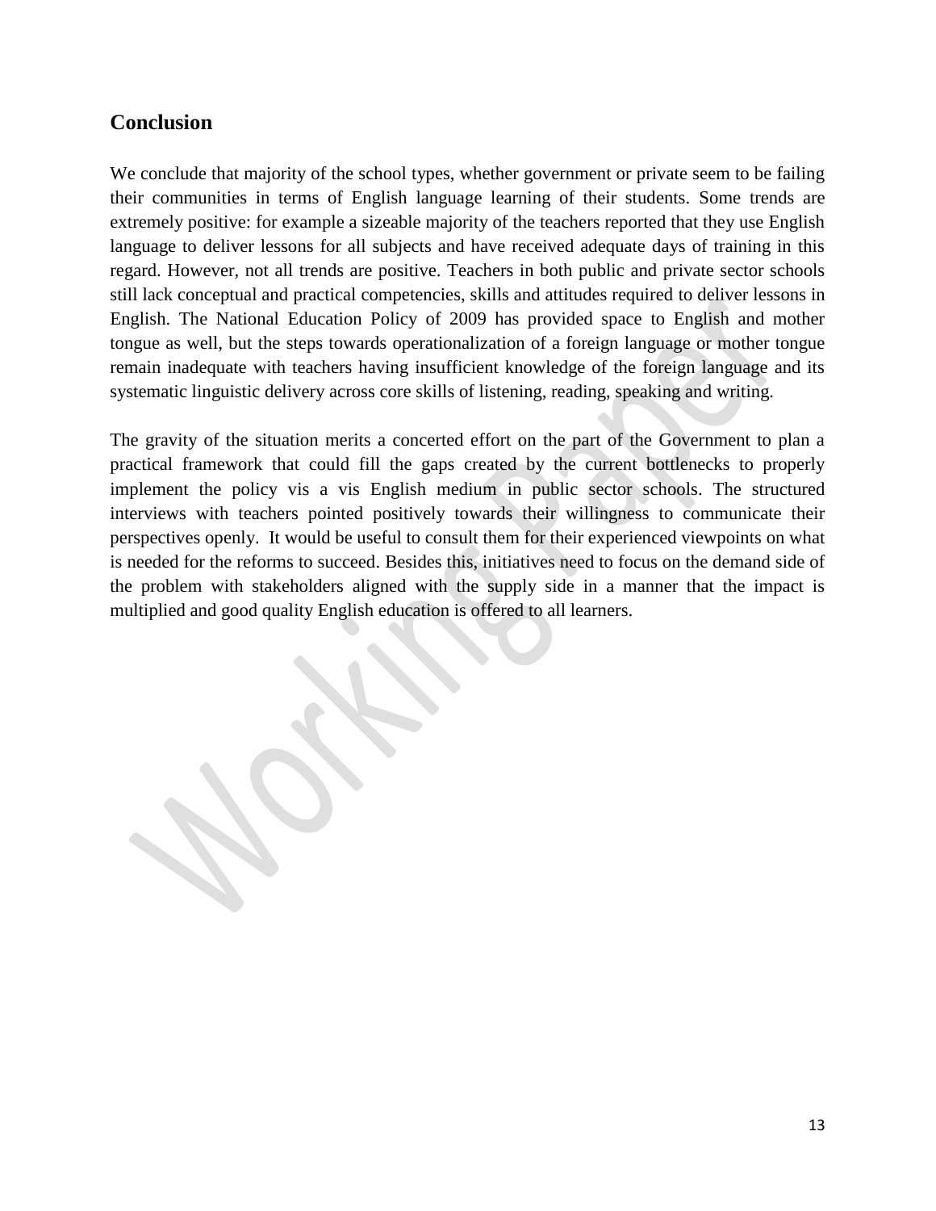## Conclusion

We conclude that majority of the school types, whether government or private seem to be failing their communities in terms of English language learning of their students. Some trends are extremely positive: for example a sizeable majority of the teachers reported that they use English language to deliver lessons for all subjects and have received adequate days of training in this regard. However, not all trends are positive. Teachers in both public and private sector schools still lack conceptual and practical competencies, skills and attitudes required to deliver lessons in English. The National Education Policy of 2009 has provided space to English and mother tongue as well, but the steps towards operationalization of a foreign language or mother tongue remain inadequate with teachers having insufficient knowledge of the foreign language and its systematic linguistic delivery across core skills of listening, reading, speaking and writing.

The gravity of the situation merits a concerted effort on the part of the Government to plan a practical framework that could fill the gaps created by the current bottlenecks to properly implement the policy vis a vis English medium in public sector schools. The structured interviews with teachers pointed positively towards their willingness to communicate their perspectives openly. It would be useful to consult them for their experienced viewpoints on what is needed for the reforms to succeed. Besides this, initiatives need to focus on the demand side of the problem with stakeholders aligned with the supply side in a manner that the impact is multiplied and good quality English education is offered to all learners.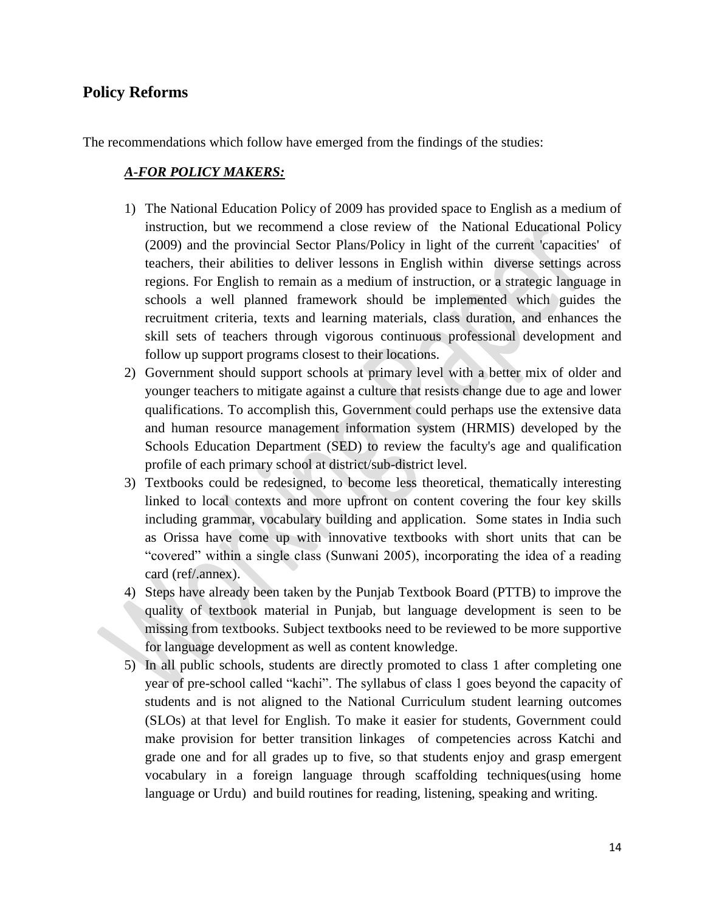## Policy Reforms

The recommendations which follow have emerged from the findings of the studies:

***A-FOR POLICY MAKERS:***

1) The National Education Policy of 2009 has provided space to English as a medium of instruction, but we recommend a close review of the National Educational Policy (2009) and the provincial Sector Plans/Policy in light of the current 'capacities' of teachers, their abilities to deliver lessons in English within diverse settings across regions. For English to remain as a medium of instruction, or a strategic language in schools a well planned framework should be implemented which guides the recruitment criteria, texts and learning materials, class duration, and enhances the skill sets of teachers through vigorous continuous professional development and follow up support programs closest to their locations.
2) Government should support schools at primary level with a better mix of older and younger teachers to mitigate against a culture that resists change due to age and lower qualifications. To accomplish this, Government could perhaps use the extensive data and human resource management information system (HRMIS) developed by the Schools Education Department (SED) to review the faculty's age and qualification profile of each primary school at district/sub-district level.
3) Textbooks could be redesigned, to become less theoretical, thematically interesting linked to local contexts and more upfront on content covering the four key skills including grammar, vocabulary building and application. Some states in India such as Orissa have come up with innovative textbooks with short units that can be "covered" within a single class (Sunwani 2005), incorporating the idea of a reading card (ref/.annex).
4) Steps have already been taken by the Punjab Textbook Board (PTTB) to improve the quality of textbook material in Punjab, but language development is seen to be missing from textbooks. Subject textbooks need to be reviewed to be more supportive for language development as well as content knowledge.
5) In all public schools, students are directly promoted to class 1 after completing one year of pre-school called "kachi". The syllabus of class 1 goes beyond the capacity of students and is not aligned to the National Curriculum student learning outcomes (SLOs) at that level for English. To make it easier for students, Government could make provision for better transition linkages of competencies across Katchi and grade one and for all grades up to five, so that students enjoy and grasp emergent vocabulary in a foreign language through scaffolding techniques(using home language or Urdu) and build routines for reading, listening, speaking and writing.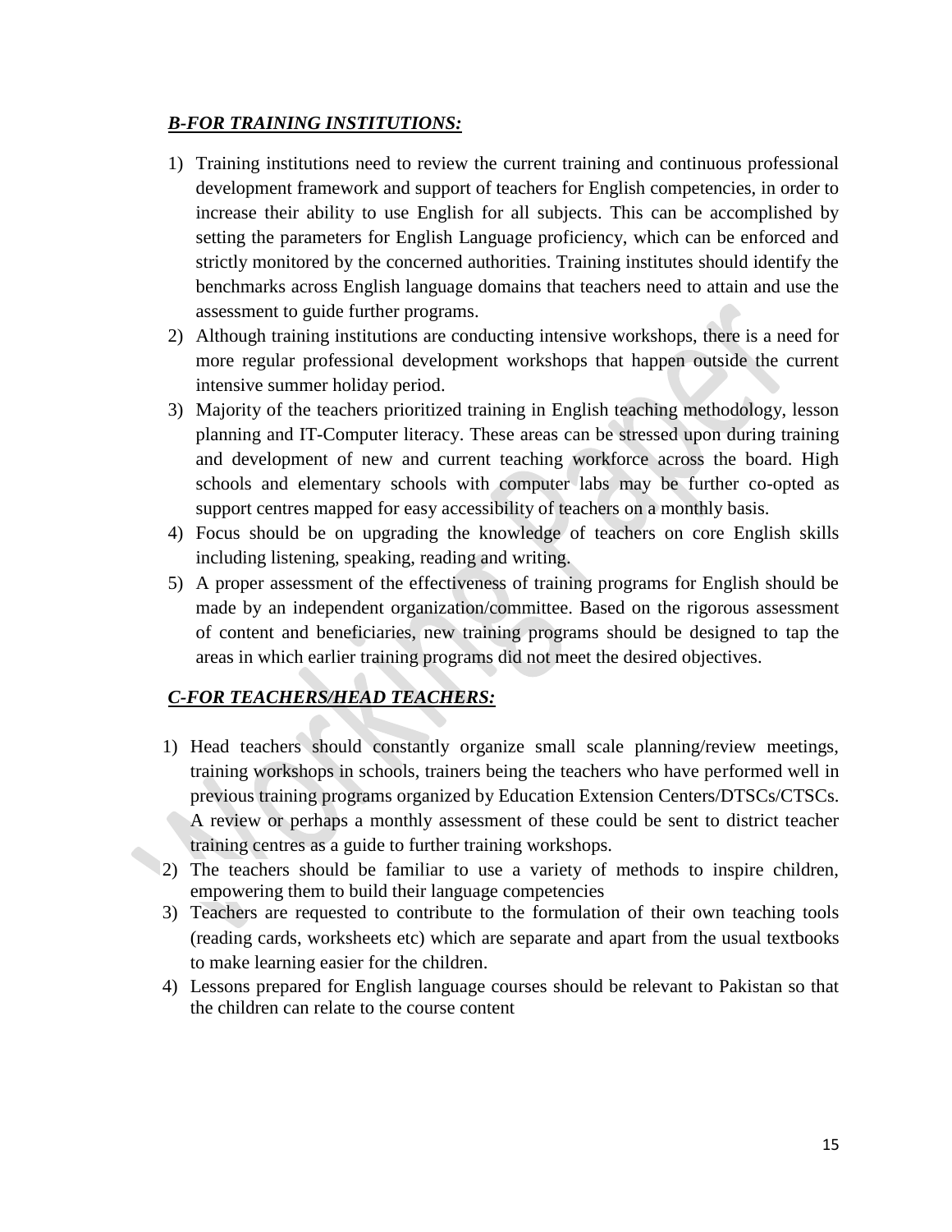***B-FOR TRAINING INSTITUTIONS:***

1) Training institutions need to review the current training and continuous professional development framework and support of teachers for English competencies, in order to increase their ability to use English for all subjects. This can be accomplished by setting the parameters for English Language proficiency, which can be enforced and strictly monitored by the concerned authorities. Training institutes should identify the benchmarks across English language domains that teachers need to attain and use the assessment to guide further programs.
2) Although training institutions are conducting intensive workshops, there is a need for more regular professional development workshops that happen outside the current intensive summer holiday period.
3) Majority of the teachers prioritized training in English teaching methodology, lesson planning and IT-Computer literacy. These areas can be stressed upon during training and development of new and current teaching workforce across the board. High schools and elementary schools with computer labs may be further co-opted as support centres mapped for easy accessibility of teachers on a monthly basis.
4) Focus should be on upgrading the knowledge of teachers on core English skills including listening, speaking, reading and writing.
5) A proper assessment of the effectiveness of training programs for English should be made by an independent organization/committee. Based on the rigorous assessment of content and beneficiaries, new training programs should be designed to tap the areas in which earlier training programs did not meet the desired objectives.

***C-FOR TEACHERS/HEAD TEACHERS:***

1) Head teachers should constantly organize small scale planning/review meetings, training workshops in schools, trainers being the teachers who have performed well in previous training programs organized by Education Extension Centers/DTSCs/CTSCs. A review or perhaps a monthly assessment of these could be sent to district teacher training centres as a guide to further training workshops.
2) The teachers should be familiar to use a variety of methods to inspire children, empowering them to build their language competencies
3) Teachers are requested to contribute to the formulation of their own teaching tools (reading cards, worksheets etc) which are separate and apart from the usual textbooks to make learning easier for the children.
4) Lessons prepared for English language courses should be relevant to Pakistan so that the children can relate to the course content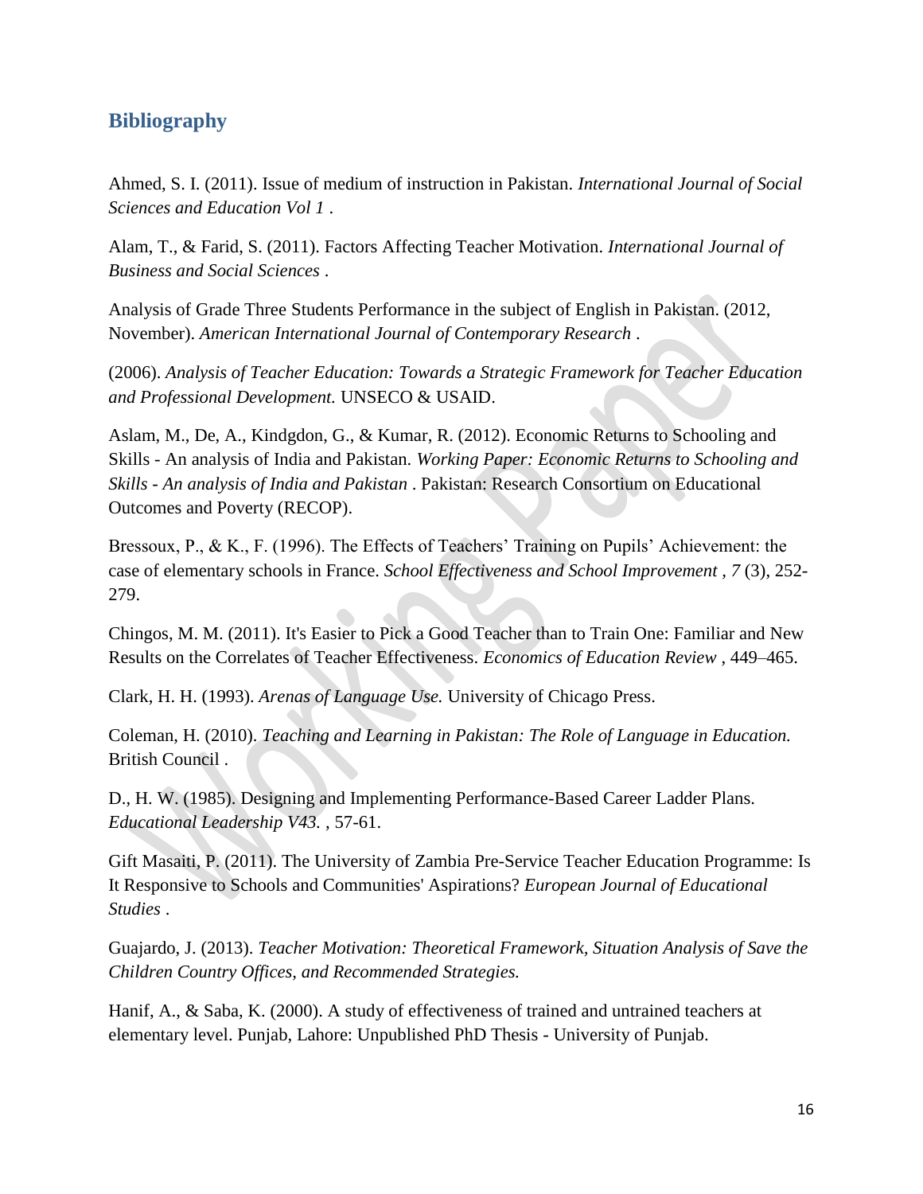## Bibliography

Ahmed, S. I. (2011). Issue of medium of instruction in Pakistan. *International Journal of Social Sciences and Education Vol 1* .

Alam, T., & Farid, S. (2011). Factors Affecting Teacher Motivation. *International Journal of Business and Social Sciences* .

Analysis of Grade Three Students Performance in the subject of English in Pakistan. (2012, November). *American International Journal of Contemporary Research* .

(2006). *Analysis of Teacher Education: Towards a Strategic Framework for Teacher Education and Professional Development.* UNSECO & USAID.

Aslam, M., De, A., Kindgdon, G., & Kumar, R. (2012). Economic Returns to Schooling and Skills - An analysis of India and Pakistan. *Working Paper: Economic Returns to Schooling and Skills - An analysis of India and Pakistan* . Pakistan: Research Consortium on Educational Outcomes and Poverty (RECOP).

Bressoux, P., & K., F. (1996). The Effects of Teachers' Training on Pupils' Achievement: the case of elementary schools in France. *School Effectiveness and School Improvement* , *7* (3), 252-279.

Chingos, M. M. (2011). It's Easier to Pick a Good Teacher than to Train One: Familiar and New Results on the Correlates of Teacher Effectiveness. *Economics of Education Review* , 449–465.

Clark, H. H. (1993). *Arenas of Language Use.* University of Chicago Press.

Coleman, H. (2010). *Teaching and Learning in Pakistan: The Role of Language in Education.* British Council .

D., H. W. (1985). Designing and Implementing Performance-Based Career Ladder Plans. *Educational Leadership V43.* , 57-61.

Gift Masaiti, P. (2011). The University of Zambia Pre-Service Teacher Education Programme: Is It Responsive to Schools and Communities' Aspirations? *European Journal of Educational Studies* .

Guajardo, J. (2013). *Teacher Motivation: Theoretical Framework, Situation Analysis of Save the Children Country Offices, and Recommended Strategies.*

Hanif, A., & Saba, K. (2000). A study of effectiveness of trained and untrained teachers at elementary level. Punjab, Lahore: Unpublished PhD Thesis - University of Punjab.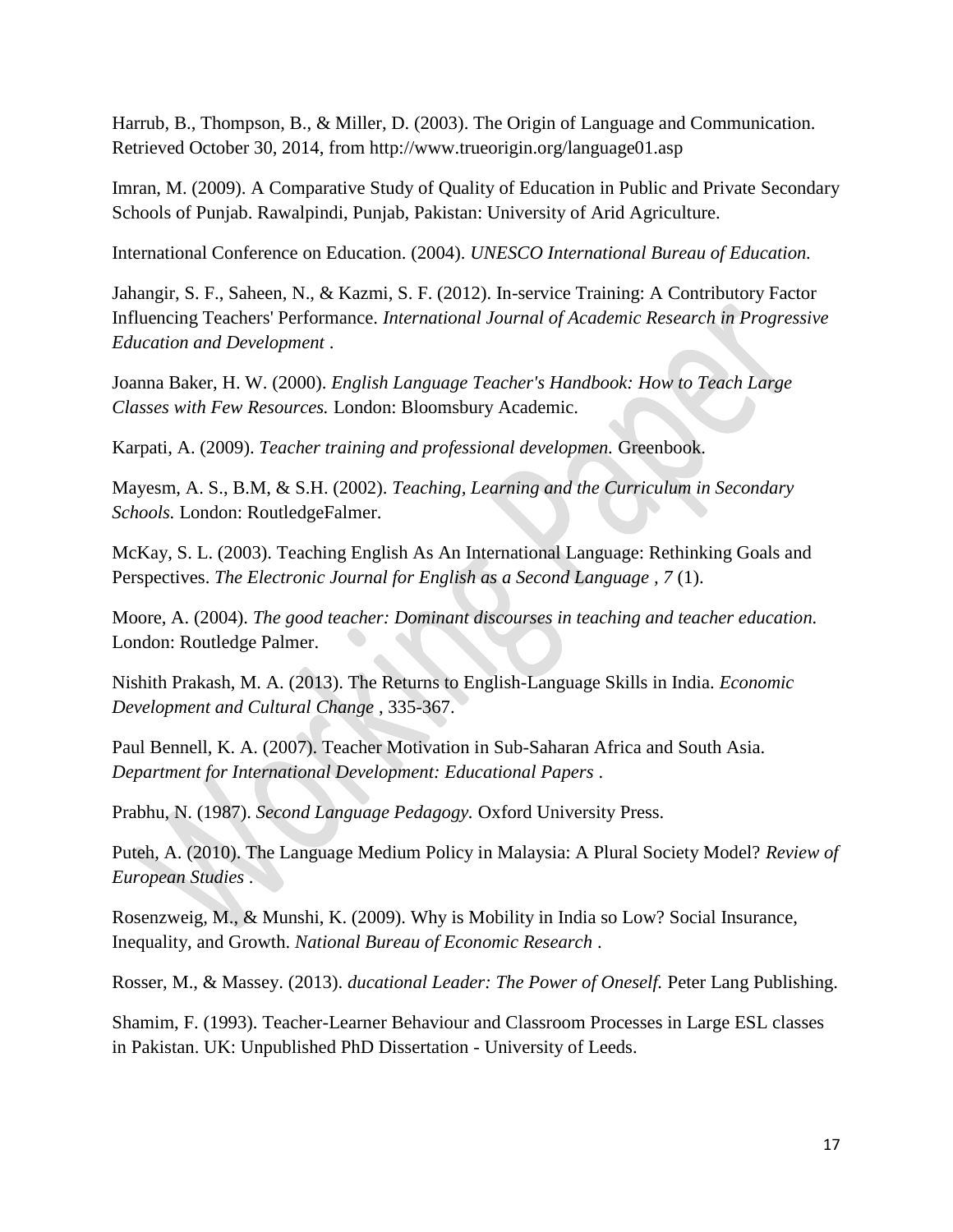Harrub, B., Thompson, B., & Miller, D. (2003). The Origin of Language and Communication. Retrieved October 30, 2014, from http://www.trueorigin.org/language01.asp

Imran, M. (2009). A Comparative Study of Quality of Education in Public and Private Secondary Schools of Punjab. Rawalpindi, Punjab, Pakistan: University of Arid Agriculture.

International Conference on Education. (2004). *UNESCO International Bureau of Education.*

Jahangir, S. F., Saheen, N., & Kazmi, S. F. (2012). In-service Training: A Contributory Factor Influencing Teachers' Performance. *International Journal of Academic Research in Progressive Education and Development* .

Joanna Baker, H. W. (2000). *English Language Teacher's Handbook: How to Teach Large Classes with Few Resources.* London: Bloomsbury Academic.

Karpati, A. (2009). *Teacher training and professional developmen.* Greenbook.

Mayesm, A. S., B.M, & S.H. (2002). *Teaching, Learning and the Curriculum in Secondary Schools.* London: RoutledgeFalmer.

McKay, S. L. (2003). Teaching English As An International Language: Rethinking Goals and Perspectives. *The Electronic Journal for English as a Second Language , 7* (1).

Moore, A. (2004). *The good teacher: Dominant discourses in teaching and teacher education.* London: Routledge Palmer.

Nishith Prakash, M. A. (2013). The Returns to English-Language Skills in India. *Economic Development and Cultural Change* , 335-367.

Paul Bennell, K. A. (2007). Teacher Motivation in Sub-Saharan Africa and South Asia. *Department for International Development: Educational Papers* .

Prabhu, N. (1987). *Second Language Pedagogy.* Oxford University Press.

Puteh, A. (2010). The Language Medium Policy in Malaysia: A Plural Society Model? *Review of European Studies* .

Rosenzweig, M., & Munshi, K. (2009). Why is Mobility in India so Low? Social Insurance, Inequality, and Growth. *National Bureau of Economic Research* .

Rosser, M., & Massey. (2013). *ducational Leader: The Power of Oneself.* Peter Lang Publishing.

Shamim, F. (1993). Teacher-Learner Behaviour and Classroom Processes in Large ESL classes in Pakistan. UK: Unpublished PhD Dissertation - University of Leeds.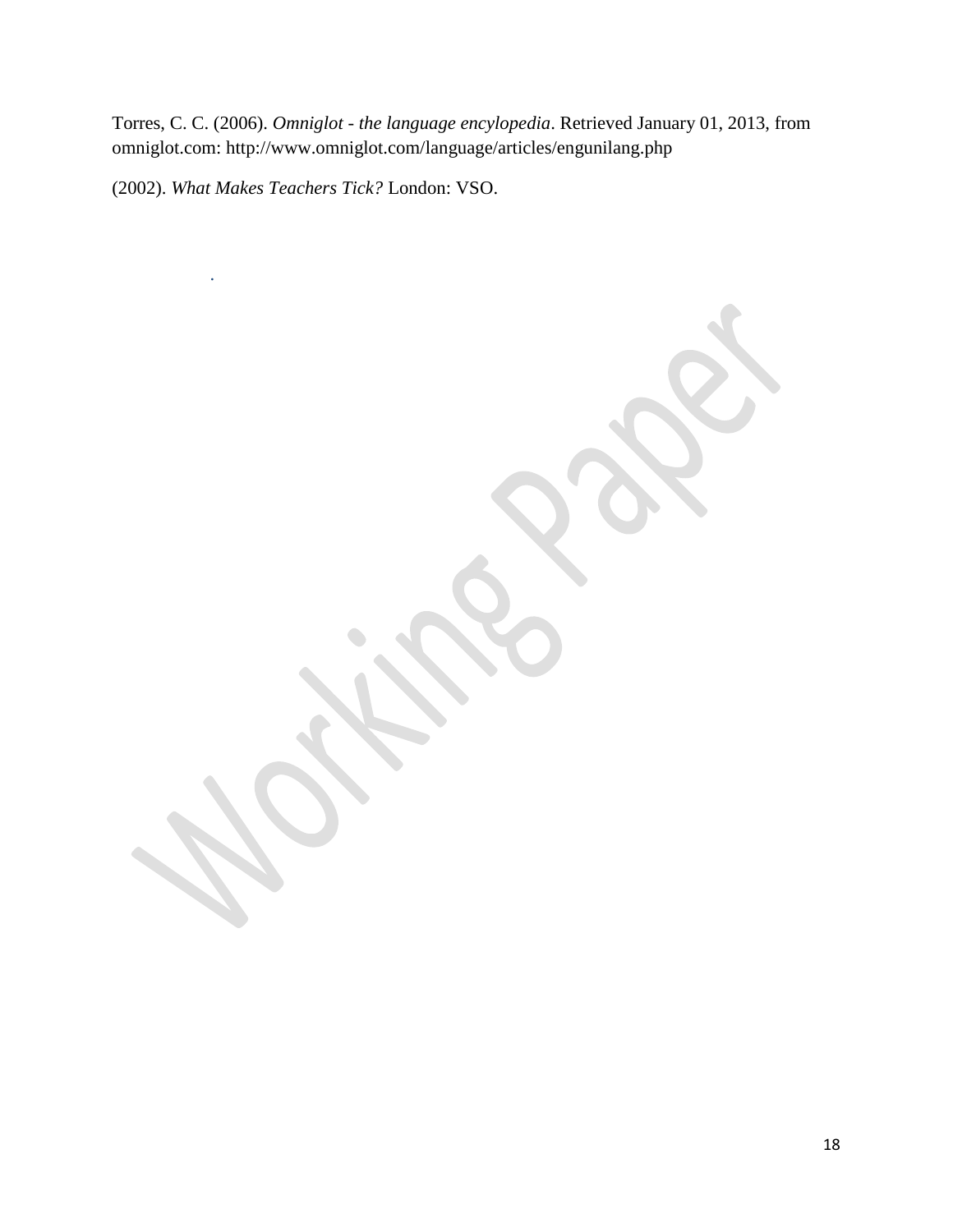Torres, C. C. (2006). *Omniglot - the language encyclopedia*. Retrieved January 01, 2013, from omniglot.com: http://www.omniglot.com/language/articles/engunilang.php

(2002). *What Makes Teachers Tick?* London: VSO.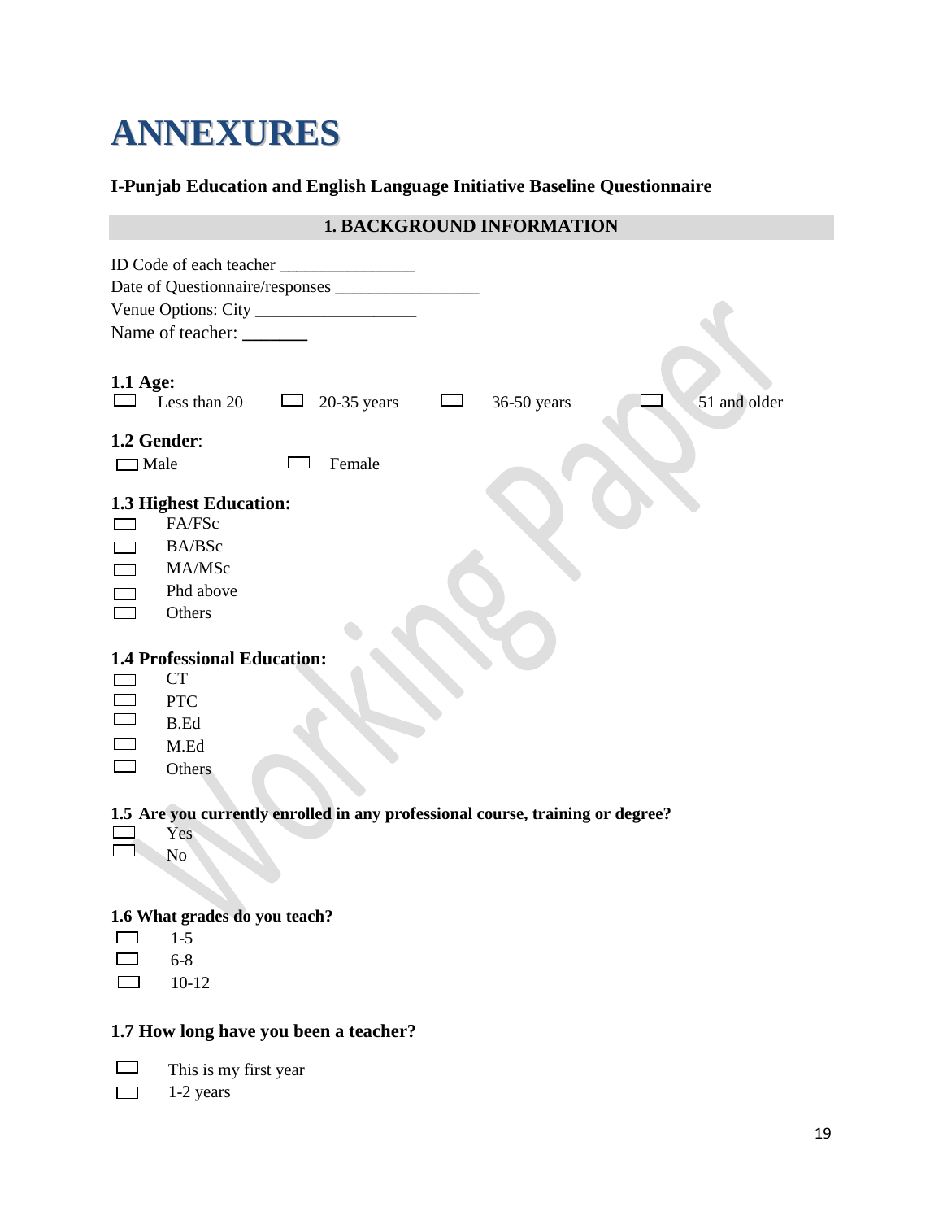# ANNEXURES

**I-Punjab Education and English Language Initiative Baseline Questionnaire**

## 1. BACKGROUND INFORMATION

ID Code of each teacher ________________
Date of Questionnaire/responses _________________
Venue Options: City ___________________
Name of teacher: _______

**1.1 Age:**

☐ Less than 20 ☐ 20-35 years ☐ 36-50 years ☐ 51 and older

**1.2 Gender**:

☐ Male ☐ Female

**1.3 Highest Education:**

☐ FA/FSc
☐ BA/BSc
☐ MA/MSc
☐ Phd above
☐ Others

**1.4 Professional Education:**

☐ CT
☐ PTC
☐ B.Ed
☐ M.Ed
☐ Others

**1.5 Are you currently enrolled in any professional course, training or degree?**

☐ Yes
☐ No

**1.6 What grades do you teach?**

☐ 1-5
☐ 6-8
☐ 10-12

**1.7 How long have you been a teacher?**

☐ This is my first year
☐ 1-2 years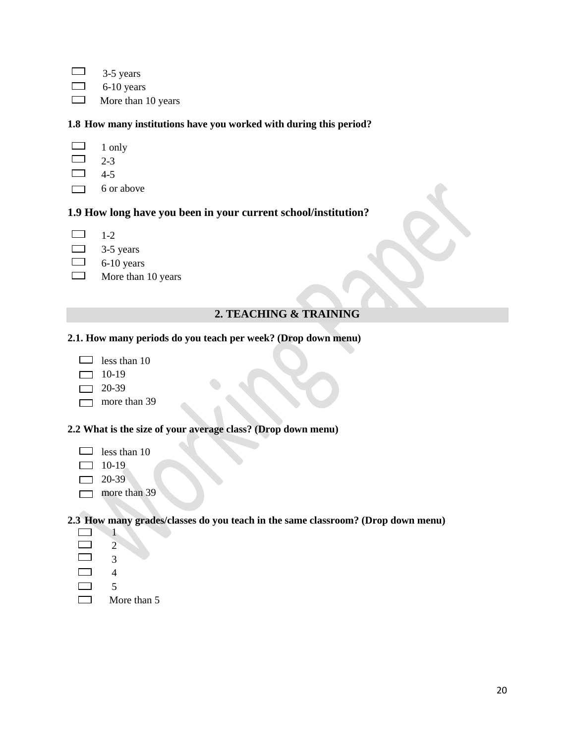- [ ] 3-5 years
- [ ] 6-10 years
- [ ] More than 10 years

**1.8 How many institutions have you worked with during this period?**

- [ ] 1 only
- [ ] 2-3
- [ ] 4-5
- [ ] 6 or above

**1.9 How long have you been in your current school/institution?**

- [ ] 1-2
- [ ] 3-5 years
- [ ] 6-10 years
- [ ] More than 10 years

## 2. TEACHING & TRAINING

**2.1. How many periods do you teach per week? (Drop down menu)**

- [ ] less than 10
- [ ] 10-19
- [ ] 20-39
- [ ] more than 39

**2.2 What is the size of your average class? (Drop down menu)**

- [ ] less than 10
- [ ] 10-19
- [ ] 20-39
- [ ] more than 39

**2.3 How many grades/classes do you teach in the same classroom? (Drop down menu)**

- [ ] 1
- [ ] 2
- [ ] 3
- [ ] 4
- [ ] 5
- [ ] More than 5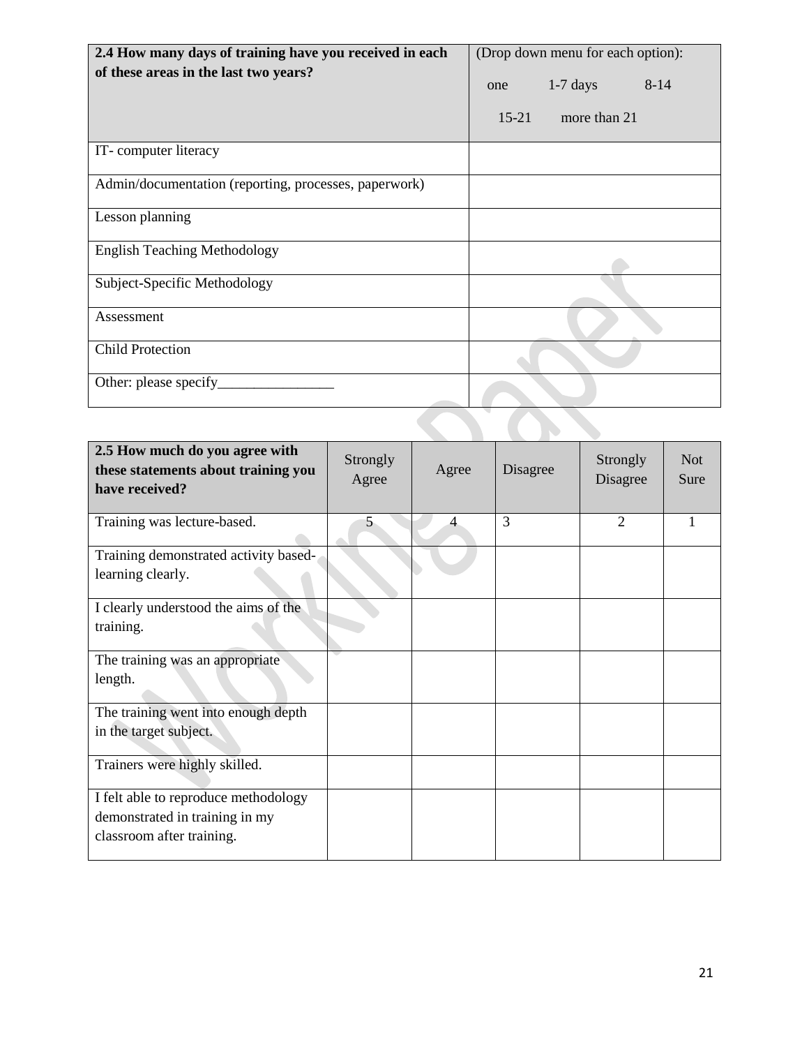| 2.4 How many days of training have you received in each of these areas in the last two years? | (Drop down menu for each option): one 1-7 days 8-14 15-21 more than 21 |
| --- | --- |
| IT- computer literacy | |
| Admin/documentation (reporting, processes, paperwork) | |
| Lesson planning | |
| English Teaching Methodology | |
| Subject-Specific Methodology | |
| Assessment | |
| Child Protection | |
| Other: please specify________________ | |

| 2.5 How much do you agree with these statements about training you have received? | Strongly Agree | Agree | Disagree | Strongly Disagree | Not Sure |
| --- | --- | --- | --- | --- | --- |
| Training was lecture-based. | 5 | 4 | 3 | 2 | 1 |
| Training demonstrated activity based-learning clearly. | | | | | |
| I clearly understood the aims of the training. | | | | | |
| The training was an appropriate length. | | | | | |
| The training went into enough depth in the target subject. | | | | | |
| Trainers were highly skilled. | | | | | |
| I felt able to reproduce methodology demonstrated in training in my classroom after training. | | | | | |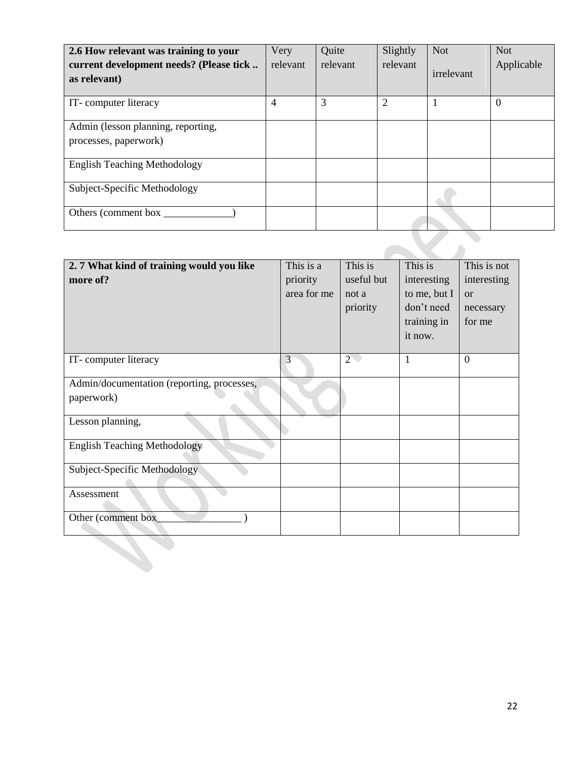| 2.6 How relevant was training to your current development needs? (Please tick .. as relevant) | Very relevant | Quite relevant | Slightly relevant | Not irrelevant | Not Applicable |
|---|---|---|---|---|---|
| IT- computer literacy | 4 | 3 | 2 | 1 | 0 |
| Admin (lesson planning, reporting, processes, paperwork) | | | | | |
| English Teaching Methodology | | | | | |
| Subject-Specific Methodology | | | | | |
| Others (comment box _____________) | | | | | |

| 2. 7 What kind of training would you like more of? | This is a priority area for me | This is useful but not a priority | This is interesting to me, but I don't need training in it now. | This is not interesting or necessary for me |
|---|---|---|---|---|
| IT- computer literacy | 3 | 2 | 1 | 0 |
| Admin/documentation (reporting, processes, paperwork) | | | | |
| Lesson planning, | | | | |
| English Teaching Methodology | | | | |
| Subject-Specific Methodology | | | | |
| Assessment | | | | |
| Other (comment box________________ ) | | | | |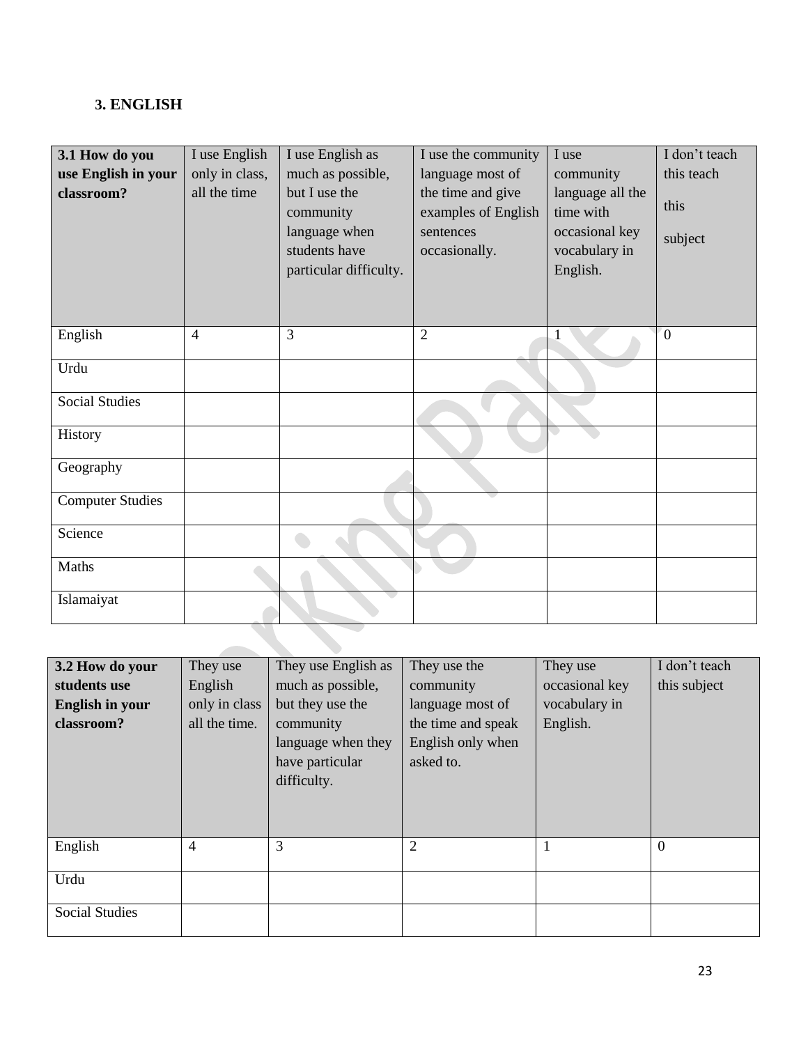### 3. ENGLISH

| 3.1 How do you use English in your classroom? | I use English only in class, all the time | I use English as much as possible, but I use the community language when students have particular difficulty. | I use the community language most of the time and give examples of English sentences occasionally. | I use community language all the time with occasional key vocabulary in English. | I don't teach this teach this subject |
|---|---|---|---|---|---|
| English | 4 | 3 | 2 | 1 | 0 |
| Urdu | | | | | |
| Social Studies | | | | | |
| History | | | | | |
| Geography | | | | | |
| Computer Studies | | | | | |
| Science | | | | | |
| Maths | | | | | |
| Islamaiyat | | | | | |

| 3.2 How do your students use English in your classroom? | They use English only in class all the time. | They use English as much as possible, but they use the community language when they have particular difficulty. | They use the community language most of the time and speak English only when asked to. | They use occasional key vocabulary in English. | I don't teach this subject |
|---|---|---|---|---|---|
| English | 4 | 3 | 2 | 1 | 0 |
| Urdu | | | | | |
| Social Studies | | | | | |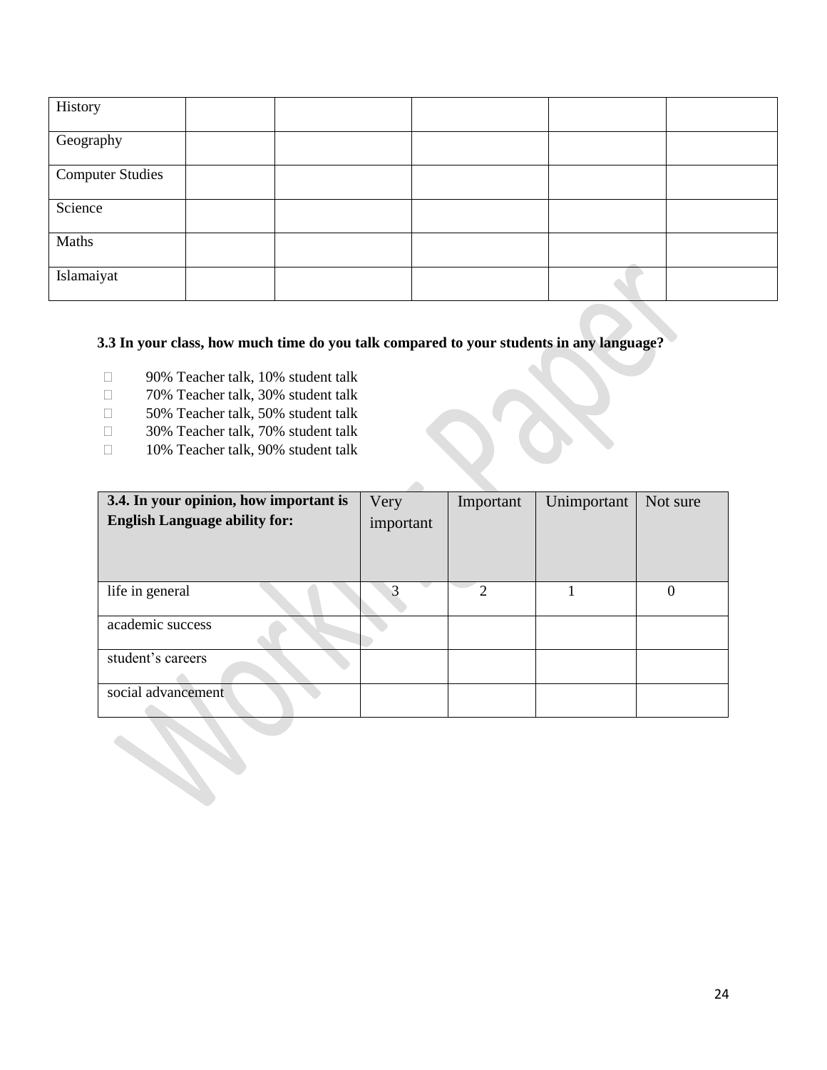| | | | | | |
|---|---|---|---|---|---|
| History | | | | | |
| Geography | | | | | |
| Computer Studies | | | | | |
| Science | | | | | |
| Maths | | | | | |
| Islamaiyat | | | | | |

**3.3 In your class, how much time do you talk compared to your students in any language?**

- 90% Teacher talk, 10% student talk
- 70% Teacher talk, 30% student talk
- 50% Teacher talk, 50% student talk
- 30% Teacher talk, 70% student talk
- 10% Teacher talk, 90% student talk

| **3.4. In your opinion, how important is English Language ability for:** | Very important | Important | Unimportant | Not sure |
|---|---|---|---|---|
| life in general | 3 | 2 | 1 | 0 |
| academic success | | | | |
| student's careers | | | | |
| social advancement | | | | |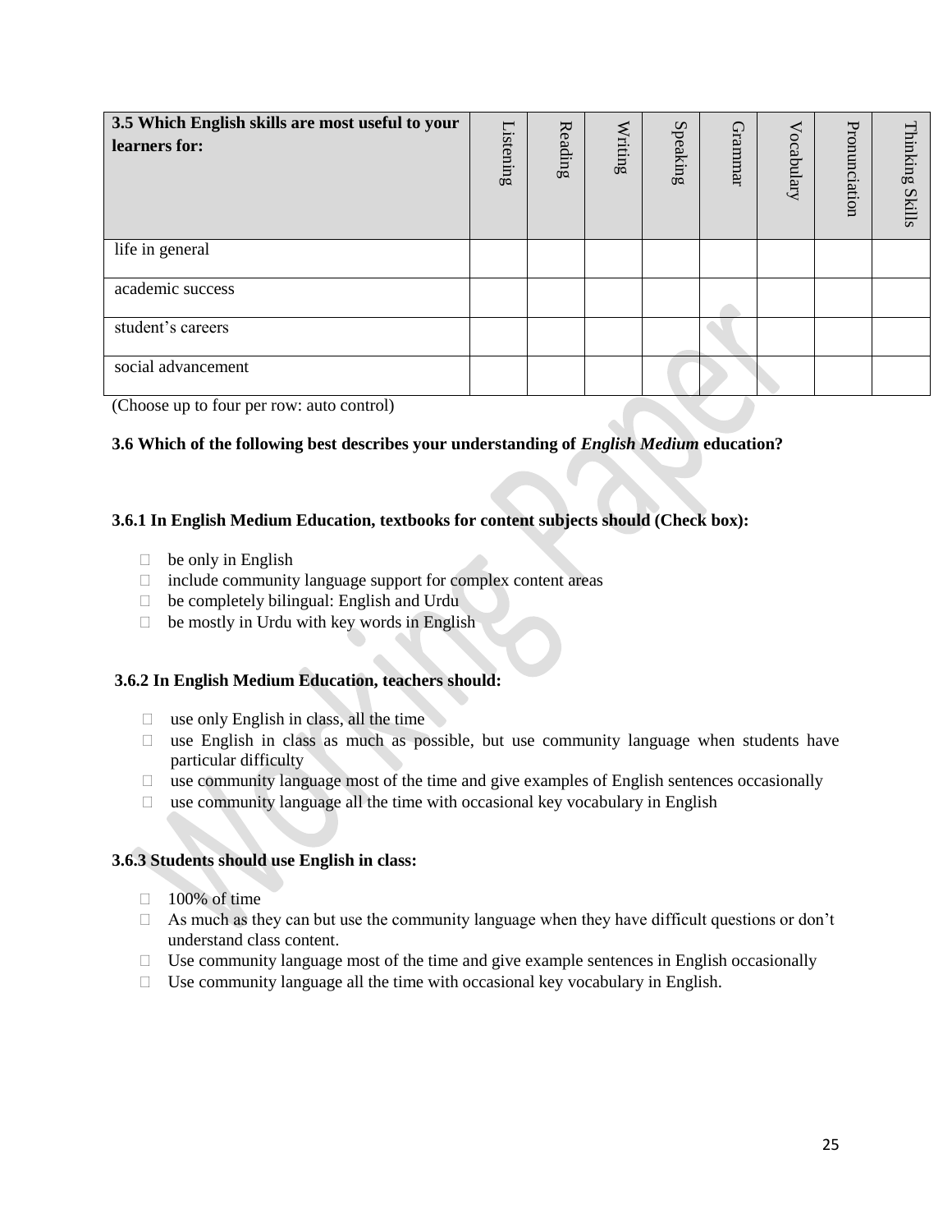| 3.5 Which English skills are most useful to your learners for: | Listening | Reading | Writing | Speaking | Grammar | Vocabulary | Pronunciation | Thinking Skills |
|---|---|---|---|---|---|---|---|---|
| life in general | | | | | | | | |
| academic success | | | | | | | | |
| student’s careers | | | | | | | | |
| social advancement | | | | | | | | |

(Choose up to four per row: auto control)

**3.6 Which of the following best describes your understanding of *English Medium* education?**

**3.6.1 In English Medium Education, textbooks for content subjects should (Check box):**

- be only in English
- include community language support for complex content areas
- be completely bilingual: English and Urdu
- be mostly in Urdu with key words in English

**3.6.2 In English Medium Education, teachers should:**

- use only English in class, all the time
- use English in class as much as possible, but use community language when students have particular difficulty
- use community language most of the time and give examples of English sentences occasionally
- use community language all the time with occasional key vocabulary in English

**3.6.3 Students should use English in class:**

- 100% of time
- As much as they can but use the community language when they have difficult questions or don’t understand class content.
- Use community language most of the time and give example sentences in English occasionally
- Use community language all the time with occasional key vocabulary in English.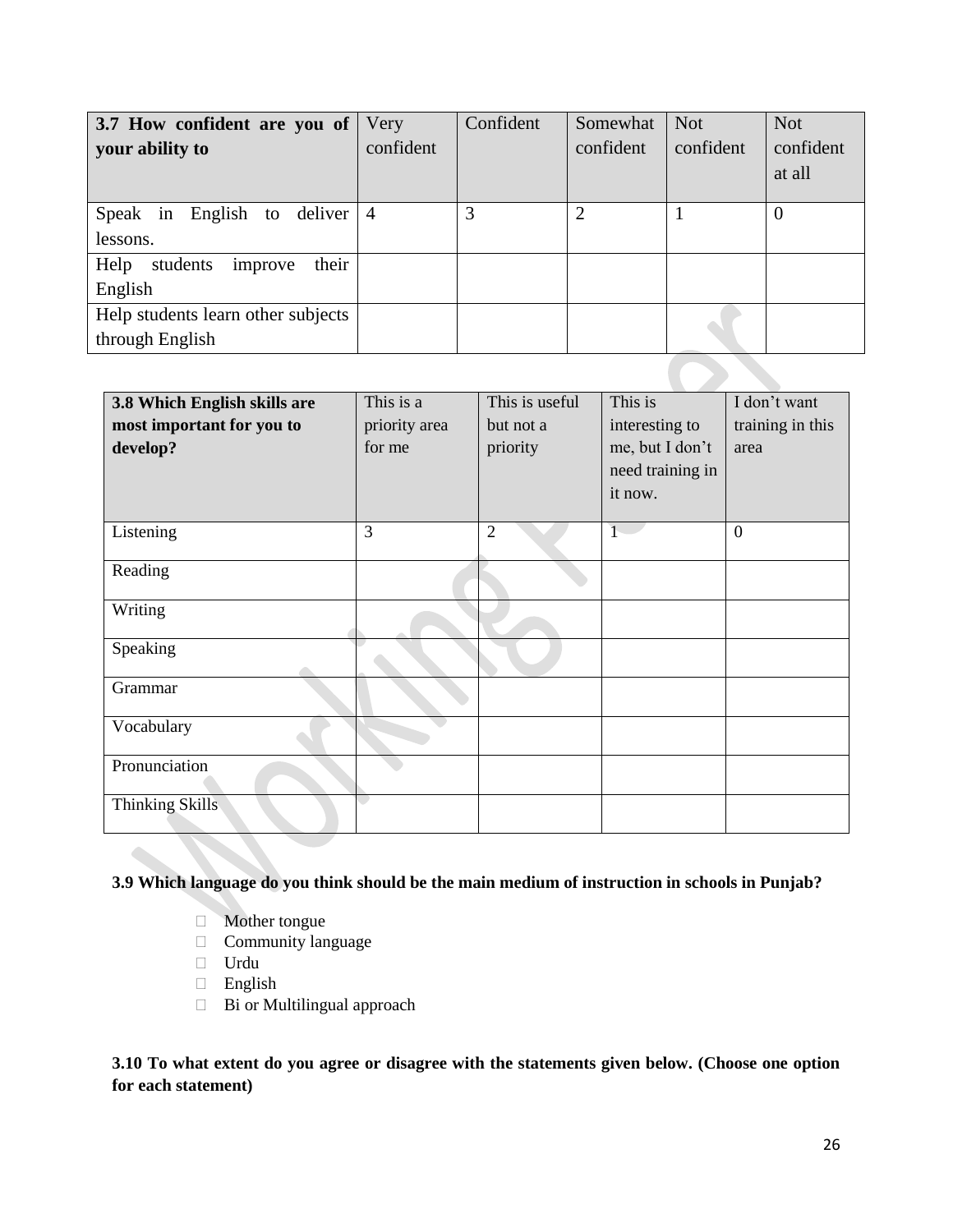| **3.7 How confident are you of your ability to** | Very confident | Confident | Somewhat confident | Not confident | Not confident at all |
|---|---|---|---|---|---|
| Speak in English to deliver lessons. | 4 | 3 | 2 | 1 | 0 |
| Help students improve their English | | | | | |
| Help students learn other subjects through English | | | | | |

| **3.8 Which English skills are most important for you to develop?** | This is a priority area for me | This is useful but not a priority | This is interesting to me, but I don't need training in it now. | I don't want training in this area |
|---|---|---|---|---|
| Listening | 3 | 2 | 1 | 0 |
| Reading | | | | |
| Writing | | | | |
| Speaking | | | | |
| Grammar | | | | |
| Vocabulary | | | | |
| Pronunciation | | | | |
| Thinking Skills | | | | |

**3.9 Which language do you think should be the main medium of instruction in schools in Punjab?**

- Mother tongue
- Community language
- Urdu
- English
- Bi or Multilingual approach

**3.10 To what extent do you agree or disagree with the statements given below. (Choose one option for each statement)**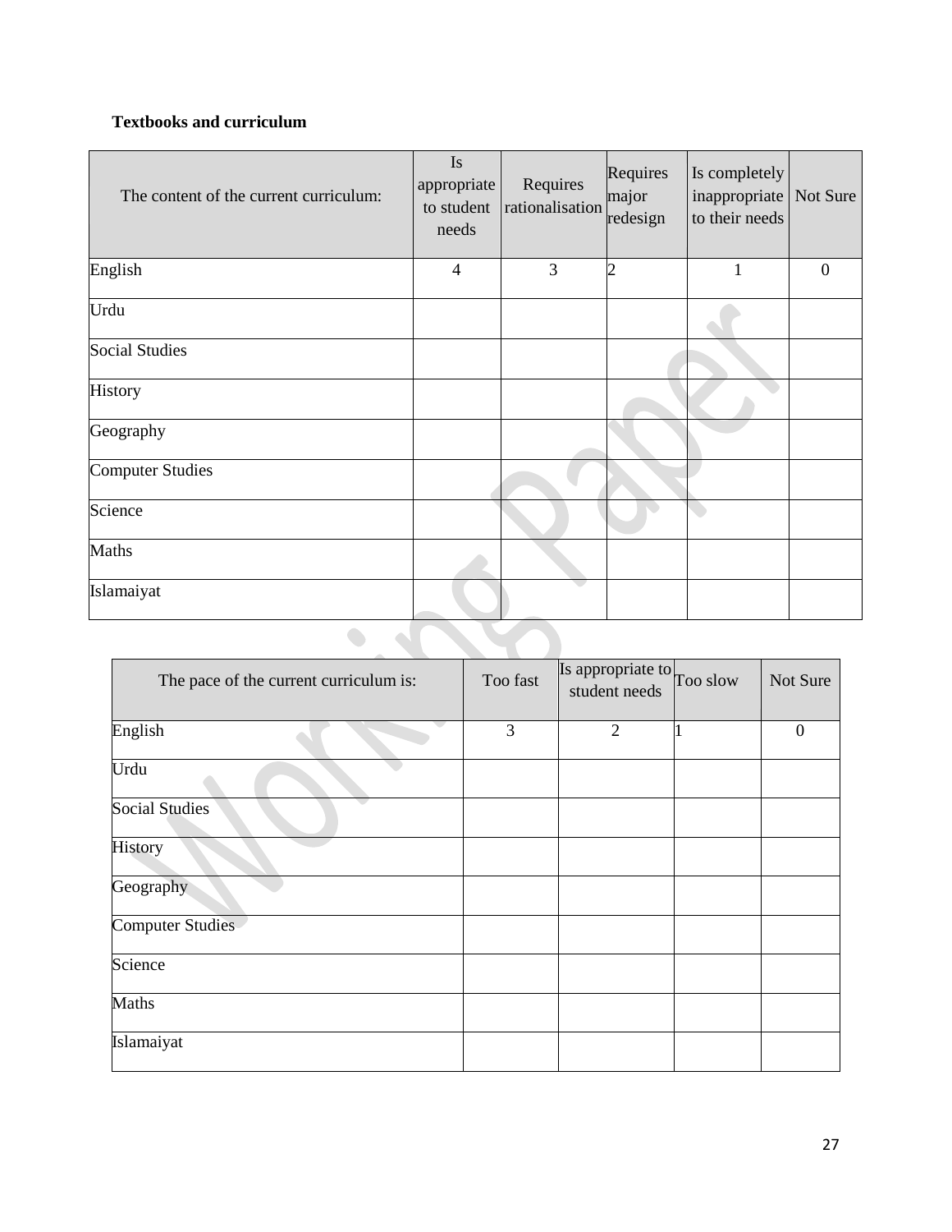**Textbooks and curriculum**

| The content of the current curriculum: | Is appropriate to student needs | Requires rationalisation | Requires major redesign | Is completely inappropriate to their needs | Not Sure |
|---|---|---|---|---|---|
| English | 4 | 3 | 2 | 1 | 0 |
| Urdu | | | | | |
| Social Studies | | | | | |
| History | | | | | |
| Geography | | | | | |
| Computer Studies | | | | | |
| Science | | | | | |
| Maths | | | | | |
| Islamaiyat | | | | | |

| The pace of the current curriculum is: | Too fast | Is appropriate to student needs | Too slow | Not Sure |
|---|---|---|---|---|
| English | 3 | 2 | 1 | 0 |
| Urdu | | | | |
| Social Studies | | | | |
| History | | | | |
| Geography | | | | |
| Computer Studies | | | | |
| Science | | | | |
| Maths | | | | |
| Islamaiyat | | | | |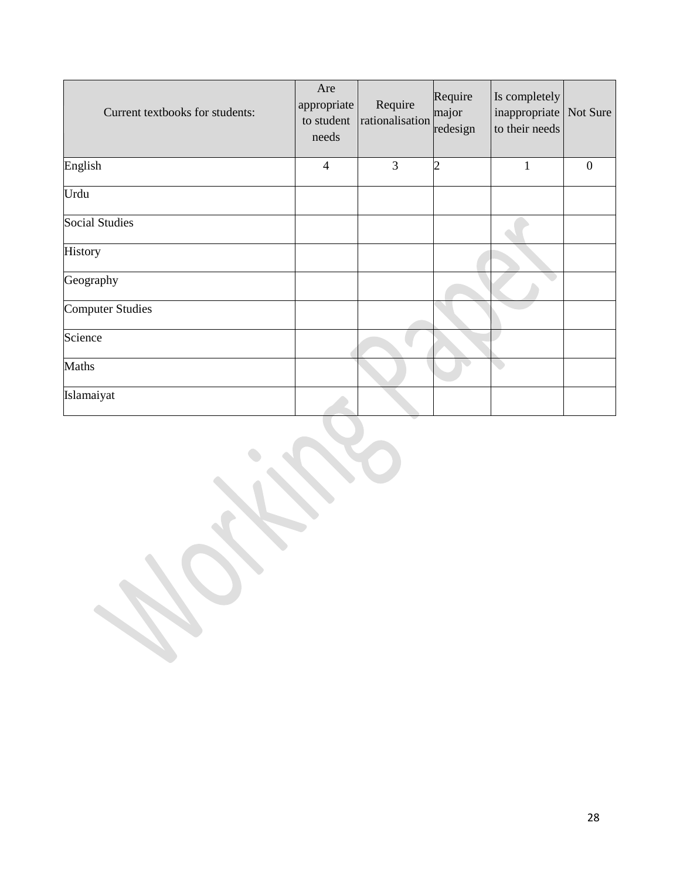| Current textbooks for students: | Are appropriate to student needs | Require rationalisation | Require major redesign | Is completely inappropriate to their needs | Not Sure |
|---|---|---|---|---|---|
| English | 4 | 3 | 2 | 1 | 0 |
| Urdu | | | | | |
| Social Studies | | | | | |
| History | | | | | |
| Geography | | | | | |
| Computer Studies | | | | | |
| Science | | | | | |
| Maths | | | | | |
| Islamaiyat | | | | | |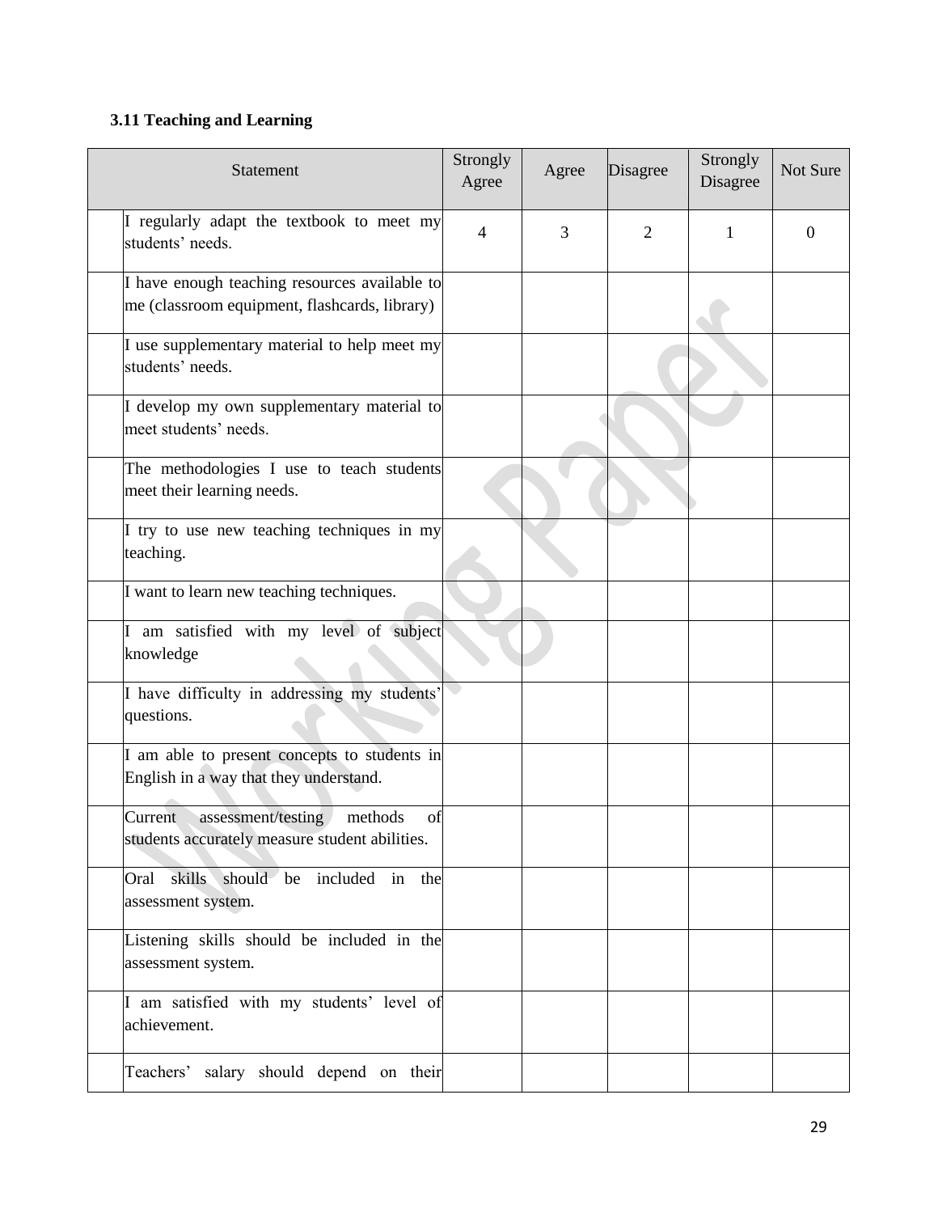### 3.11 Teaching and Learning

| | Statement | Strongly Agree | Agree | Disagree | Strongly Disagree | Not Sure |
|---|---|---|---|---|---|---|
| | I regularly adapt the textbook to meet my students' needs. | 4 | 3 | 2 | 1 | 0 |
| | I have enough teaching resources available to me (classroom equipment, flashcards, library) | | | | | |
| | I use supplementary material to help meet my students' needs. | | | | | |
| | I develop my own supplementary material to meet students' needs. | | | | | |
| | The methodologies I use to teach students meet their learning needs. | | | | | |
| | I try to use new teaching techniques in my teaching. | | | | | |
| | I want to learn new teaching techniques. | | | | | |
| | I am satisfied with my level of subject knowledge | | | | | |
| | I have difficulty in addressing my students' questions. | | | | | |
| | I am able to present concepts to students in English in a way that they understand. | | | | | |
| | Current assessment/testing methods of students accurately measure student abilities. | | | | | |
| | Oral skills should be included in the assessment system. | | | | | |
| | Listening skills should be included in the assessment system. | | | | | |
| | I am satisfied with my students' level of achievement. | | | | | |
| | Teachers' salary should depend on their | | | | | |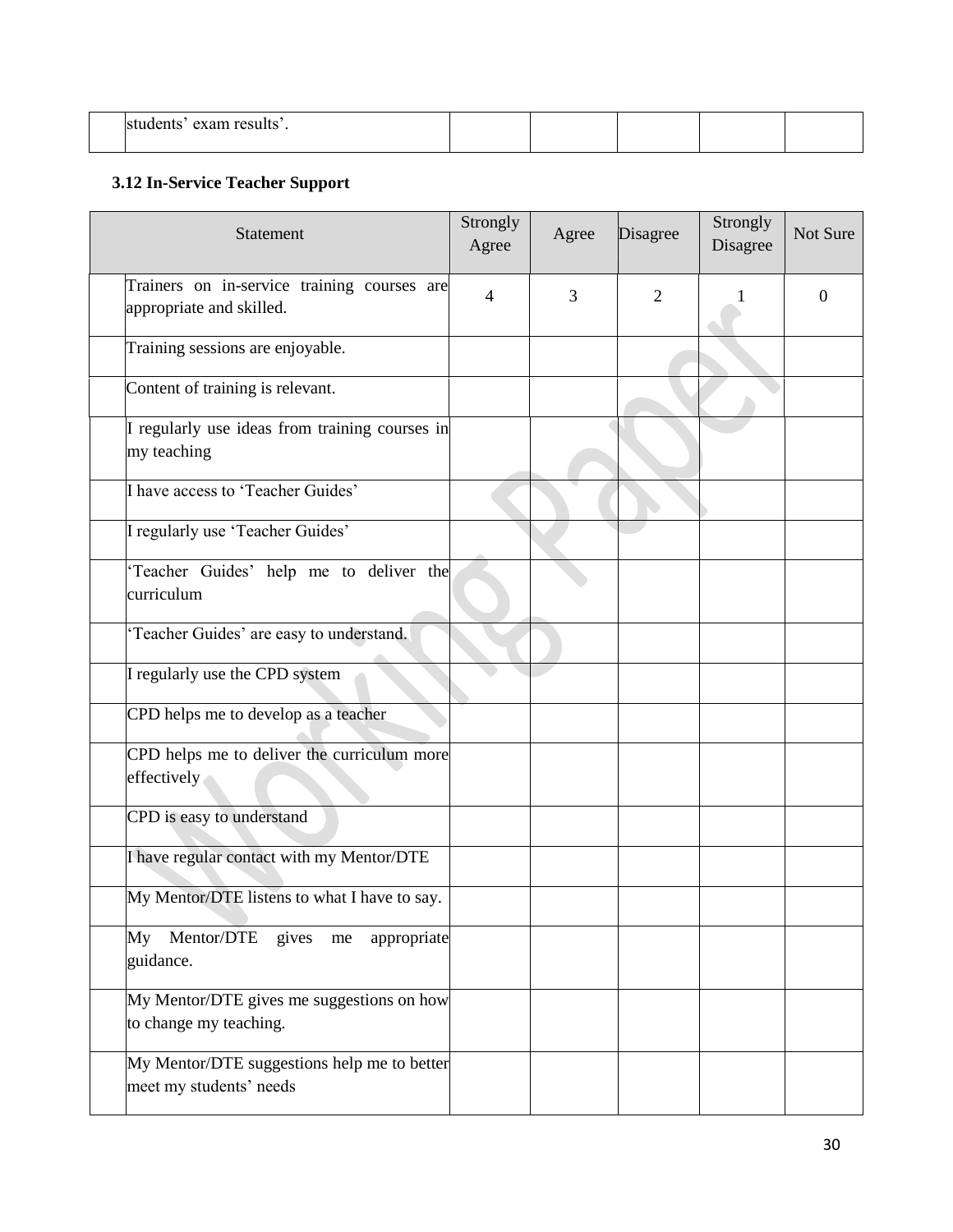| | students' exam results'. | | | | | |
|---|---|---|---|---|---|---|

**3.12 In-Service Teacher Support**

| | Statement | Strongly Agree | Agree | Disagree | Strongly Disagree | Not Sure |
|---|---|---|---|---|---|---|
| | Trainers on in-service training courses are appropriate and skilled. | 4 | 3 | 2 | 1 | 0 |
| | Training sessions are enjoyable. | | | | | |
| | Content of training is relevant. | | | | | |
| | I regularly use ideas from training courses in my teaching | | | | | |
| | I have access to 'Teacher Guides' | | | | | |
| | I regularly use 'Teacher Guides' | | | | | |
| | 'Teacher Guides' help me to deliver the curriculum | | | | | |
| | 'Teacher Guides' are easy to understand. | | | | | |
| | I regularly use the CPD system | | | | | |
| | CPD helps me to develop as a teacher | | | | | |
| | CPD helps me to deliver the curriculum more effectively | | | | | |
| | CPD is easy to understand | | | | | |
| | I have regular contact with my Mentor/DTE | | | | | |
| | My Mentor/DTE listens to what I have to say. | | | | | |
| | My Mentor/DTE gives me appropriate guidance. | | | | | |
| | My Mentor/DTE gives me suggestions on how to change my teaching. | | | | | |
| | My Mentor/DTE suggestions help me to better meet my students' needs | | | | | |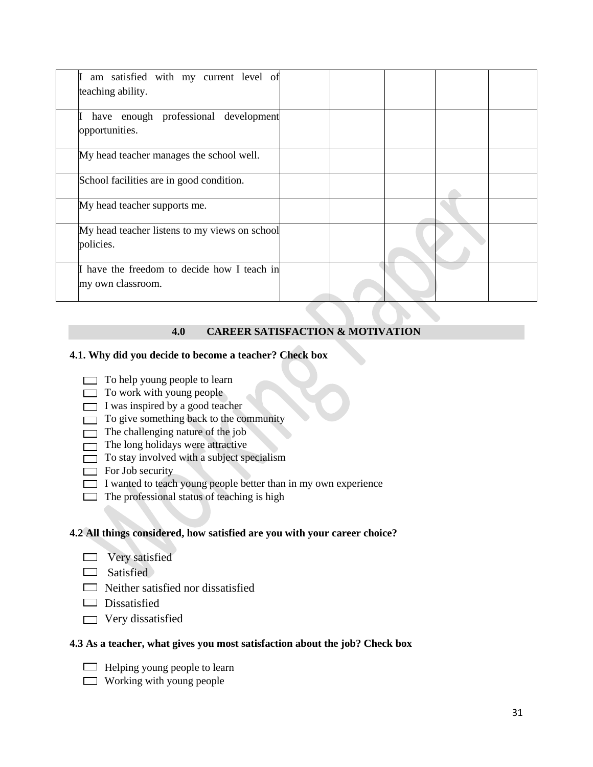| | | | | | | |
|---|---|---|---|---|---|---|
| | I am satisfied with my current level of teaching ability. | | | | | |
| | I have enough professional development opportunities. | | | | | |
| | My head teacher manages the school well. | | | | | |
| | School facilities are in good condition. | | | | | |
| | My head teacher supports me. | | | | | |
| | My head teacher listens to my views on school policies. | | | | | |
| | I have the freedom to decide how I teach in my own classroom. | | | | | |

## 4.0 CAREER SATISFACTION & MOTIVATION

**4.1. Why did you decide to become a teacher? Check box**

- ☐ To help young people to learn
- ☐ To work with young people
- ☐ I was inspired by a good teacher
- ☐ To give something back to the community
- ☐ The challenging nature of the job
- ☐ The long holidays were attractive
- ☐ To stay involved with a subject specialism
- ☐ For Job security
- ☐ I wanted to teach young people better than in my own experience
- ☐ The professional status of teaching is high

**4.2 All things considered, how satisfied are you with your career choice?**

- ☐ Very satisfied
- ☐ Satisfied
- ☐ Neither satisfied nor dissatisfied
- ☐ Dissatisfied
- ☐ Very dissatisfied

**4.3 As a teacher, what gives you most satisfaction about the job? Check box**

- ☐ Helping young people to learn
- ☐ Working with young people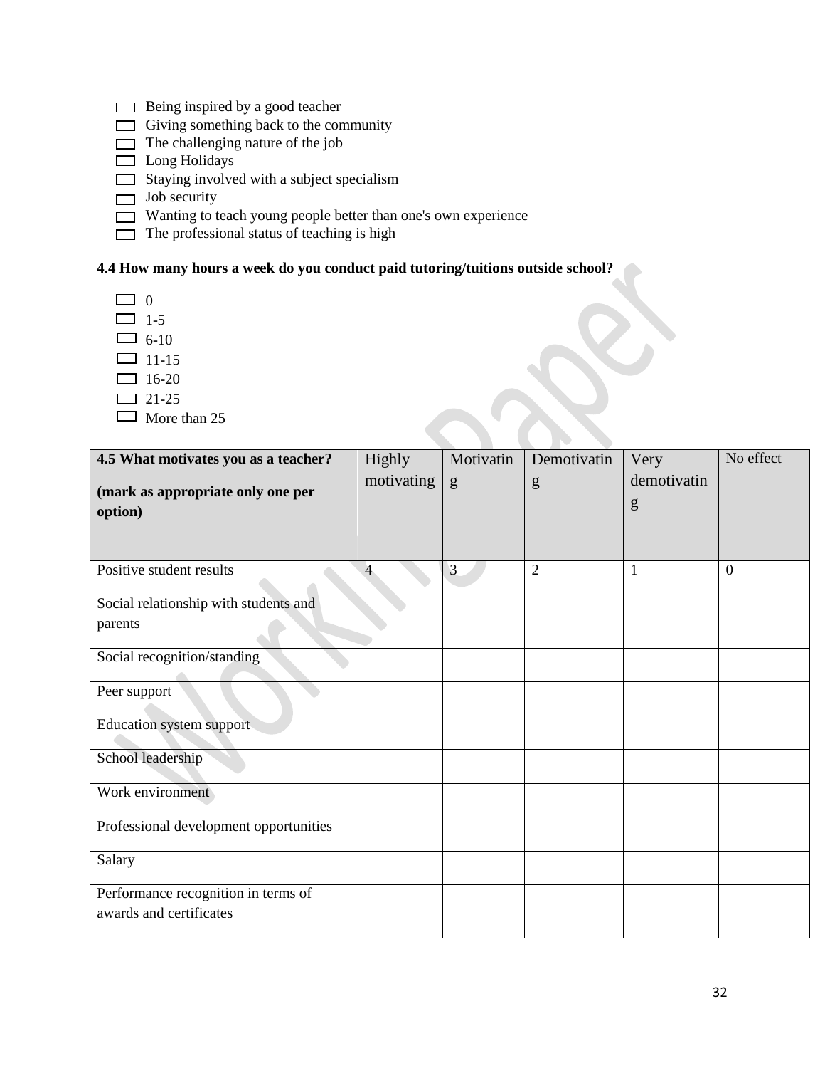- ☐ Being inspired by a good teacher
- ☐ Giving something back to the community
- ☐ The challenging nature of the job
- ☐ Long Holidays
- ☐ Staying involved with a subject specialism
- ☐ Job security
- ☐ Wanting to teach young people better than one's own experience
- ☐ The professional status of teaching is high

**4.4 How many hours a week do you conduct paid tutoring/tuitions outside school?**

- ☐ 0
- ☐ 1-5
- ☐ 6-10
- ☐ 11-15
- ☐ 16-20
- ☐ 21-25
- ☐ More than 25

| **4.5 What motivates you as a teacher? (mark as appropriate only one per option)** | Highly motivating | Motivating | Demotivating | Very demotivating | No effect |
|---|---|---|---|---|---|
| Positive student results | 4 | 3 | 2 | 1 | 0 |
| Social relationship with students and parents | | | | | |
| Social recognition/standing | | | | | |
| Peer support | | | | | |
| Education system support | | | | | |
| School leadership | | | | | |
| Work environment | | | | | |
| Professional development opportunities | | | | | |
| Salary | | | | | |
| Performance recognition in terms of awards and certificates | | | | | |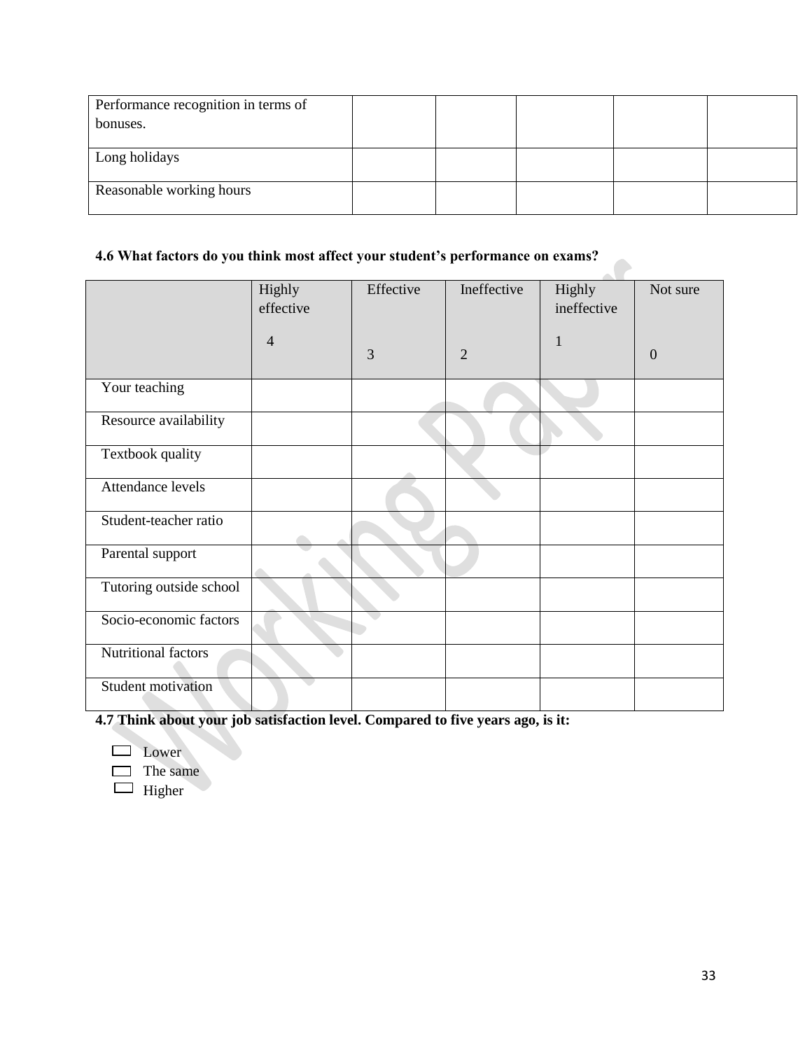| Performance recognition in terms of bonuses. | | | | | |
|---|---|---|---|---|---|
| Long holidays | | | | | |
| Reasonable working hours | | | | | |

**4.6 What factors do you think most affect your student's performance on exams?**

| | Highly effective 4 | Effective 3 | Ineffective 2 | Highly ineffective 1 | Not sure 0 |
|---|---|---|---|---|---|
| Your teaching | | | | | |
| Resource availability | | | | | |
| Textbook quality | | | | | |
| Attendance levels | | | | | |
| Student-teacher ratio | | | | | |
| Parental support | | | | | |
| Tutoring outside school | | | | | |
| Socio-economic factors | | | | | |
| Nutritional factors | | | | | |
| Student motivation | | | | | |

**4.7 Think about your job satisfaction level. Compared to five years ago, is it:**

- ☐ Lower
- ☐ The same
- ☐ Higher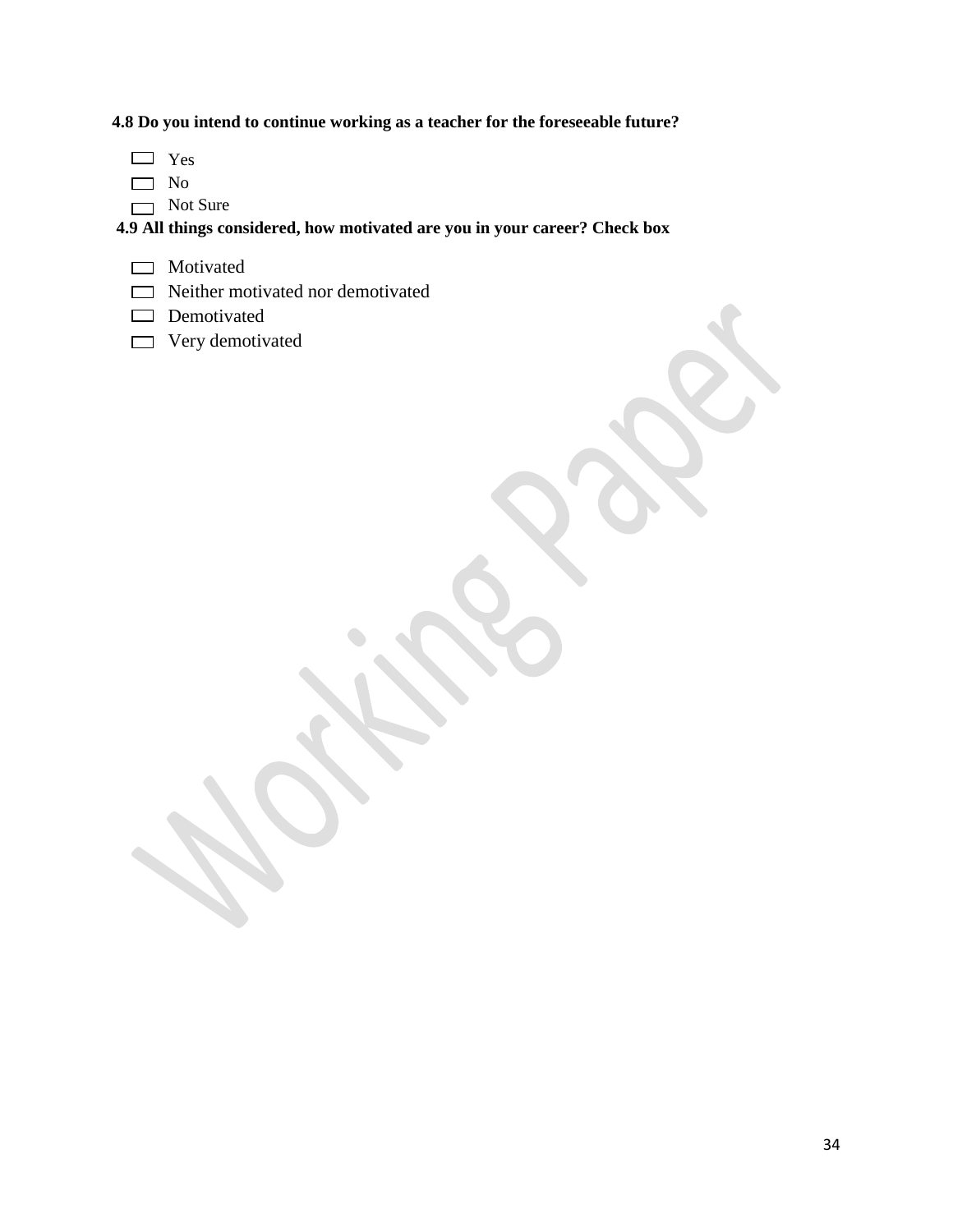**4.8 Do you intend to continue working as a teacher for the foreseeable future?**

- [ ] Yes
- [ ] No
- [ ] Not Sure

**4.9 All things considered, how motivated are you in your career? Check box**

- [ ] Motivated
- [ ] Neither motivated nor demotivated
- [ ] Demotivated
- [ ] Very demotivated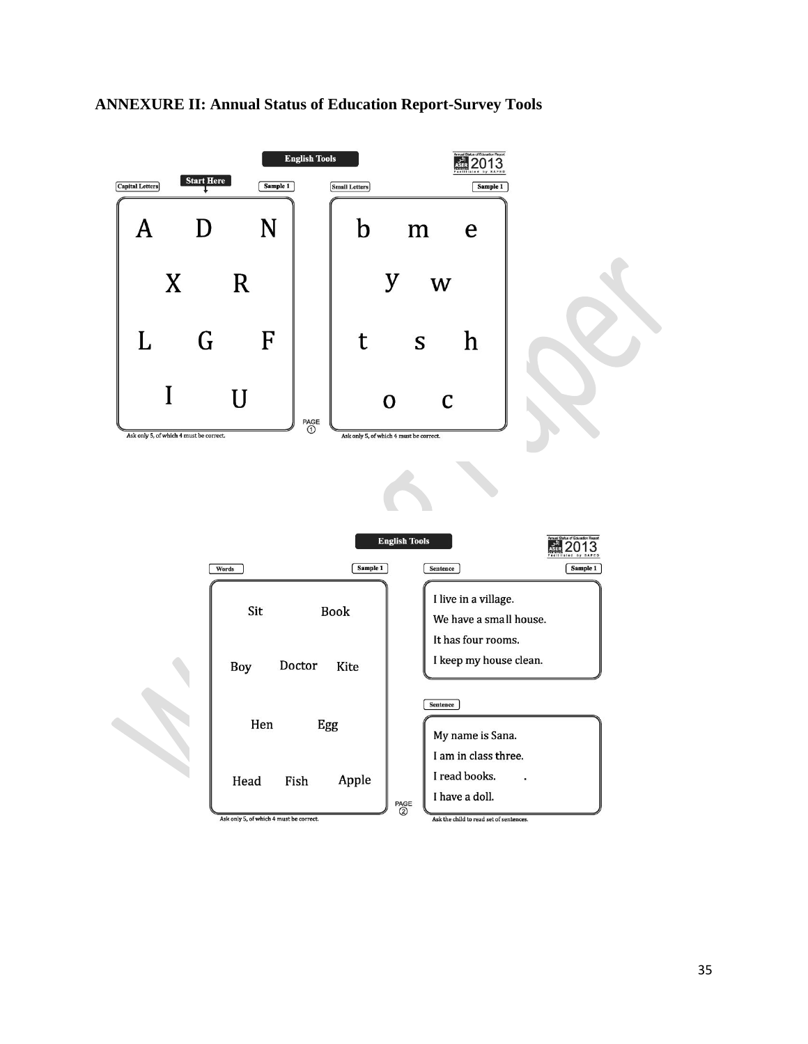# ANNEXURE II: Annual Status of Education Report-Survey Tools

**English Tools**

Annual Status of Education Report
ASER 2013
Facilitated by SAFED

Capital Letters | Start Here | Sample 1

A D N
X R
L G F
I U

Ask only 5, of which 4 must be correct.

Small Letters | Sample 1

b m e
y w
t s h
o c

Ask only 5, of which 4 must be correct.

PAGE ①

**English Tools**

Annual Status of Education Report
ASER 2013
Facilitated by SAFED

Words | Sample 1

Sit Book
Boy Doctor Kite
Hen Egg
Head Fish Apple

Ask only 5, of which 4 must be correct.

Sentence | Sample 1

I live in a village.
We have a small house.
It has four rooms.
I keep my house clean.

Sentence

My name is Sana.
I am in class three.
I read books.
I have a doll.

Ask the child to read set of sentences.

PAGE ②